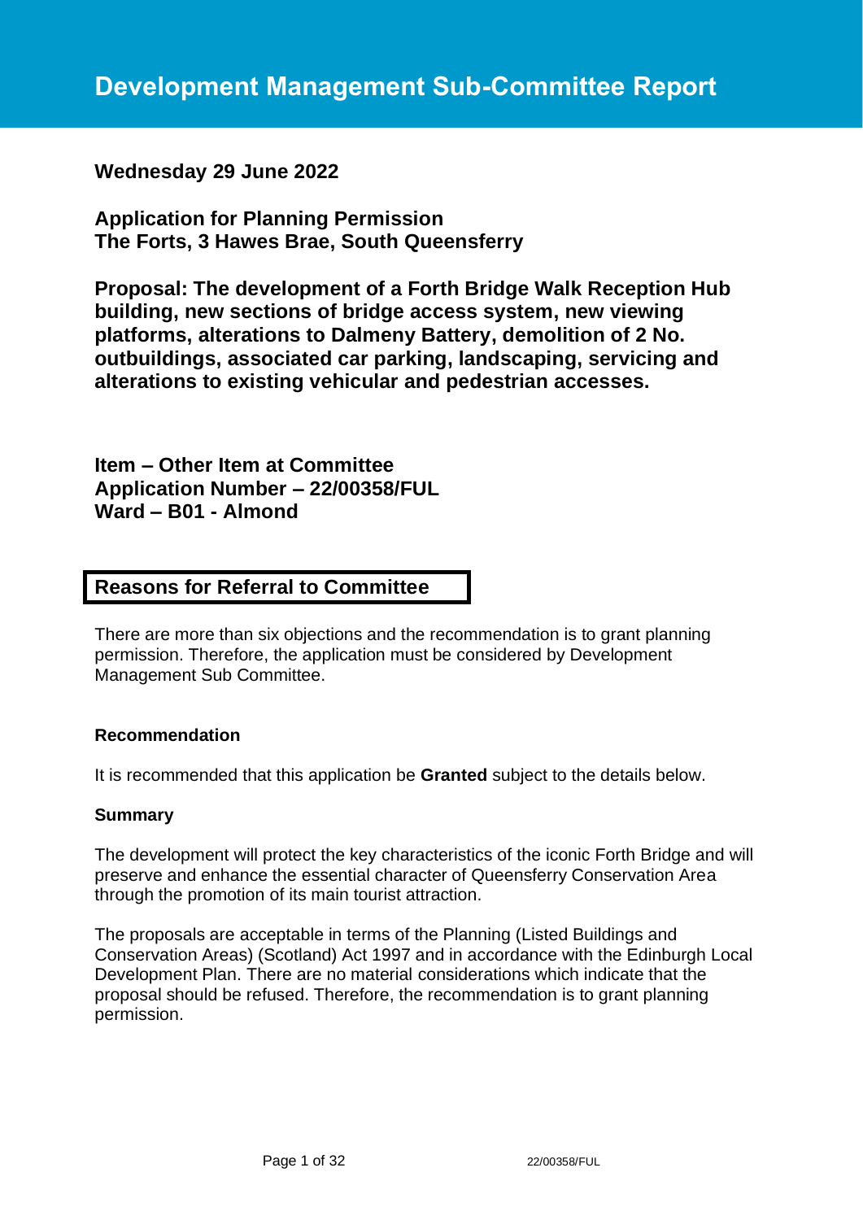# Development Management Sub-Committee Report

**Wednesday 29 June 2022**

**Application for Planning Permission**
**The Forts, 3 Hawes Brae, South Queensferry**

**Proposal: The development of a Forth Bridge Walk Reception Hub building, new sections of bridge access system, new viewing platforms, alterations to Dalmeny Battery, demolition of 2 No. outbuildings, associated car parking, landscaping, servicing and alterations to existing vehicular and pedestrian accesses.**

**Item – Other Item at Committee**
**Application Number – 22/00358/FUL**
**Ward – B01 - Almond**

## Reasons for Referral to Committee

There are more than six objections and the recommendation is to grant planning permission. Therefore, the application must be considered by Development Management Sub Committee.

### Recommendation

It is recommended that this application be **Granted** subject to the details below.

### Summary

The development will protect the key characteristics of the iconic Forth Bridge and will preserve and enhance the essential character of Queensferry Conservation Area through the promotion of its main tourist attraction.

The proposals are acceptable in terms of the Planning (Listed Buildings and Conservation Areas) (Scotland) Act 1997 and in accordance with the Edinburgh Local Development Plan. There are no material considerations which indicate that the proposal should be refused. Therefore, the recommendation is to grant planning permission.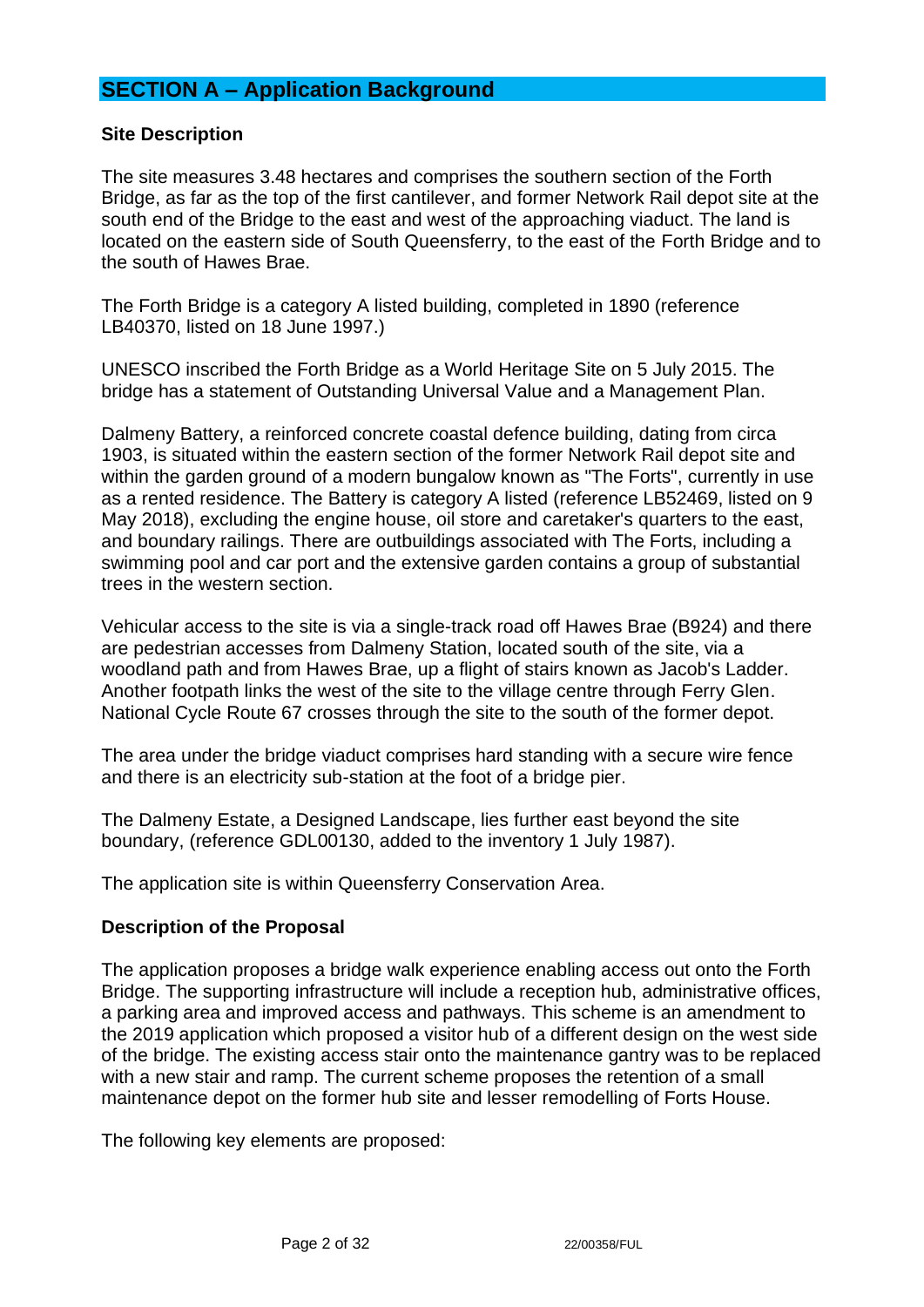## SECTION A – Application Background

### Site Description

The site measures 3.48 hectares and comprises the southern section of the Forth Bridge, as far as the top of the first cantilever, and former Network Rail depot site at the south end of the Bridge to the east and west of the approaching viaduct. The land is located on the eastern side of South Queensferry, to the east of the Forth Bridge and to the south of Hawes Brae.

The Forth Bridge is a category A listed building, completed in 1890 (reference LB40370, listed on 18 June 1997.)

UNESCO inscribed the Forth Bridge as a World Heritage Site on 5 July 2015. The bridge has a statement of Outstanding Universal Value and a Management Plan.

Dalmeny Battery, a reinforced concrete coastal defence building, dating from circa 1903, is situated within the eastern section of the former Network Rail depot site and within the garden ground of a modern bungalow known as "The Forts", currently in use as a rented residence. The Battery is category A listed (reference LB52469, listed on 9 May 2018), excluding the engine house, oil store and caretaker's quarters to the east, and boundary railings. There are outbuildings associated with The Forts, including a swimming pool and car port and the extensive garden contains a group of substantial trees in the western section.

Vehicular access to the site is via a single-track road off Hawes Brae (B924) and there are pedestrian accesses from Dalmeny Station, located south of the site, via a woodland path and from Hawes Brae, up a flight of stairs known as Jacob's Ladder. Another footpath links the west of the site to the village centre through Ferry Glen. National Cycle Route 67 crosses through the site to the south of the former depot.

The area under the bridge viaduct comprises hard standing with a secure wire fence and there is an electricity sub-station at the foot of a bridge pier.

The Dalmeny Estate, a Designed Landscape, lies further east beyond the site boundary, (reference GDL00130, added to the inventory 1 July 1987).

The application site is within Queensferry Conservation Area.

### Description of the Proposal

The application proposes a bridge walk experience enabling access out onto the Forth Bridge. The supporting infrastructure will include a reception hub, administrative offices, a parking area and improved access and pathways. This scheme is an amendment to the 2019 application which proposed a visitor hub of a different design on the west side of the bridge. The existing access stair onto the maintenance gantry was to be replaced with a new stair and ramp. The current scheme proposes the retention of a small maintenance depot on the former hub site and lesser remodelling of Forts House.

The following key elements are proposed: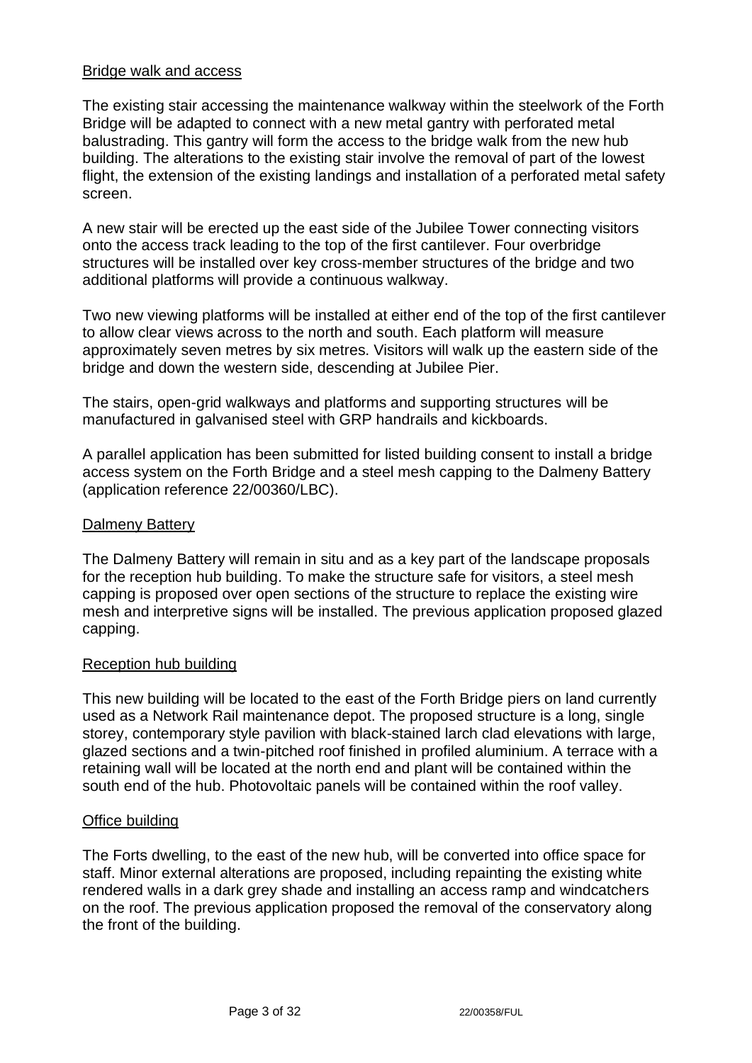## Bridge walk and access

The existing stair accessing the maintenance walkway within the steelwork of the Forth Bridge will be adapted to connect with a new metal gantry with perforated metal balustrading. This gantry will form the access to the bridge walk from the new hub building. The alterations to the existing stair involve the removal of part of the lowest flight, the extension of the existing landings and installation of a perforated metal safety screen.

A new stair will be erected up the east side of the Jubilee Tower connecting visitors onto the access track leading to the top of the first cantilever. Four overbridge structures will be installed over key cross-member structures of the bridge and two additional platforms will provide a continuous walkway.

Two new viewing platforms will be installed at either end of the top of the first cantilever to allow clear views across to the north and south. Each platform will measure approximately seven metres by six metres. Visitors will walk up the eastern side of the bridge and down the western side, descending at Jubilee Pier.

The stairs, open-grid walkways and platforms and supporting structures will be manufactured in galvanised steel with GRP handrails and kickboards.

A parallel application has been submitted for listed building consent to install a bridge access system on the Forth Bridge and a steel mesh capping to the Dalmeny Battery (application reference 22/00360/LBC).

## Dalmeny Battery

The Dalmeny Battery will remain in situ and as a key part of the landscape proposals for the reception hub building. To make the structure safe for visitors, a steel mesh capping is proposed over open sections of the structure to replace the existing wire mesh and interpretive signs will be installed. The previous application proposed glazed capping.

## Reception hub building

This new building will be located to the east of the Forth Bridge piers on land currently used as a Network Rail maintenance depot. The proposed structure is a long, single storey, contemporary style pavilion with black-stained larch clad elevations with large, glazed sections and a twin-pitched roof finished in profiled aluminium. A terrace with a retaining wall will be located at the north end and plant will be contained within the south end of the hub. Photovoltaic panels will be contained within the roof valley.

## Office building

The Forts dwelling, to the east of the new hub, will be converted into office space for staff. Minor external alterations are proposed, including repainting the existing white rendered walls in a dark grey shade and installing an access ramp and windcatchers on the roof. The previous application proposed the removal of the conservatory along the front of the building.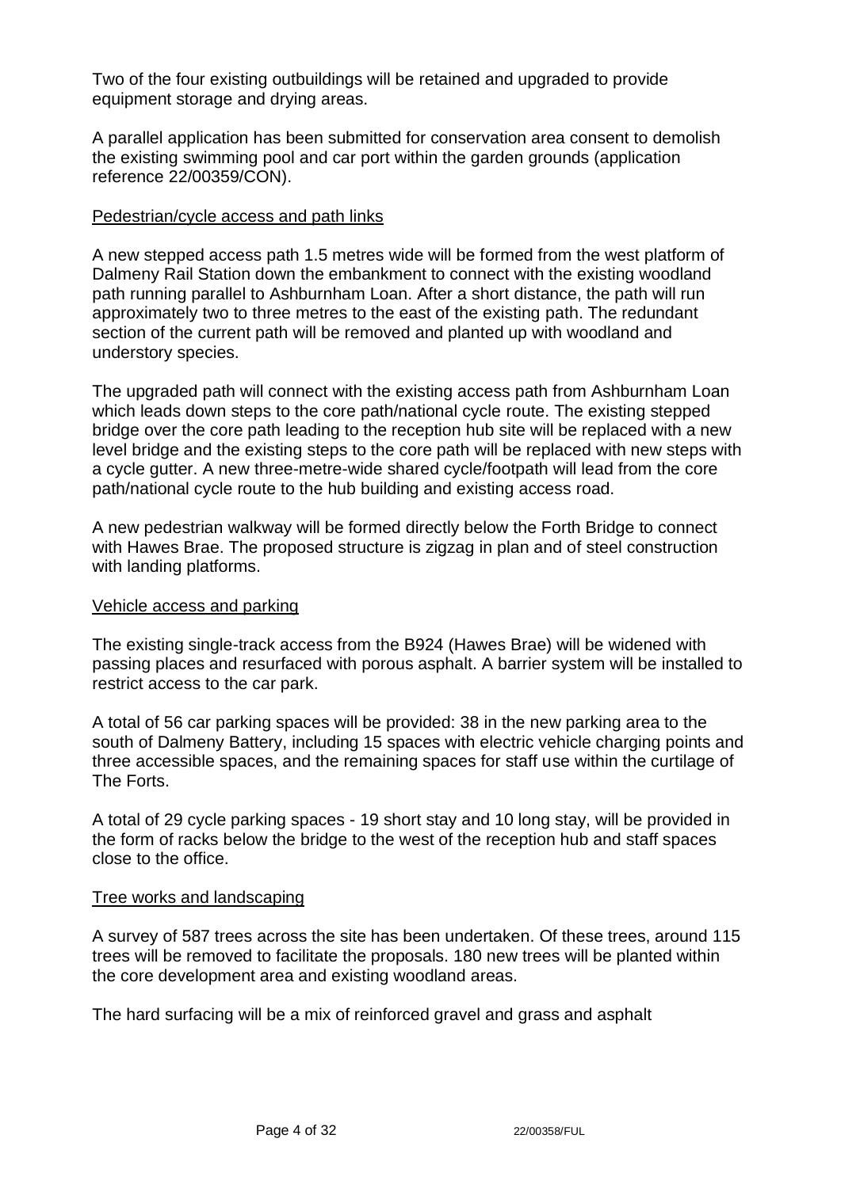Two of the four existing outbuildings will be retained and upgraded to provide equipment storage and drying areas.

A parallel application has been submitted for conservation area consent to demolish the existing swimming pool and car port within the garden grounds (application reference 22/00359/CON).

Pedestrian/cycle access and path links

A new stepped access path 1.5 metres wide will be formed from the west platform of Dalmeny Rail Station down the embankment to connect with the existing woodland path running parallel to Ashburnham Loan. After a short distance, the path will run approximately two to three metres to the east of the existing path. The redundant section of the current path will be removed and planted up with woodland and understory species.

The upgraded path will connect with the existing access path from Ashburnham Loan which leads down steps to the core path/national cycle route. The existing stepped bridge over the core path leading to the reception hub site will be replaced with a new level bridge and the existing steps to the core path will be replaced with new steps with a cycle gutter. A new three-metre-wide shared cycle/footpath will lead from the core path/national cycle route to the hub building and existing access road.

A new pedestrian walkway will be formed directly below the Forth Bridge to connect with Hawes Brae. The proposed structure is zigzag in plan and of steel construction with landing platforms.

Vehicle access and parking

The existing single-track access from the B924 (Hawes Brae) will be widened with passing places and resurfaced with porous asphalt. A barrier system will be installed to restrict access to the car park.

A total of 56 car parking spaces will be provided: 38 in the new parking area to the south of Dalmeny Battery, including 15 spaces with electric vehicle charging points and three accessible spaces, and the remaining spaces for staff use within the curtilage of The Forts.

A total of 29 cycle parking spaces - 19 short stay and 10 long stay, will be provided in the form of racks below the bridge to the west of the reception hub and staff spaces close to the office.

Tree works and landscaping

A survey of 587 trees across the site has been undertaken. Of these trees, around 115 trees will be removed to facilitate the proposals. 180 new trees will be planted within the core development area and existing woodland areas.

The hard surfacing will be a mix of reinforced gravel and grass and asphalt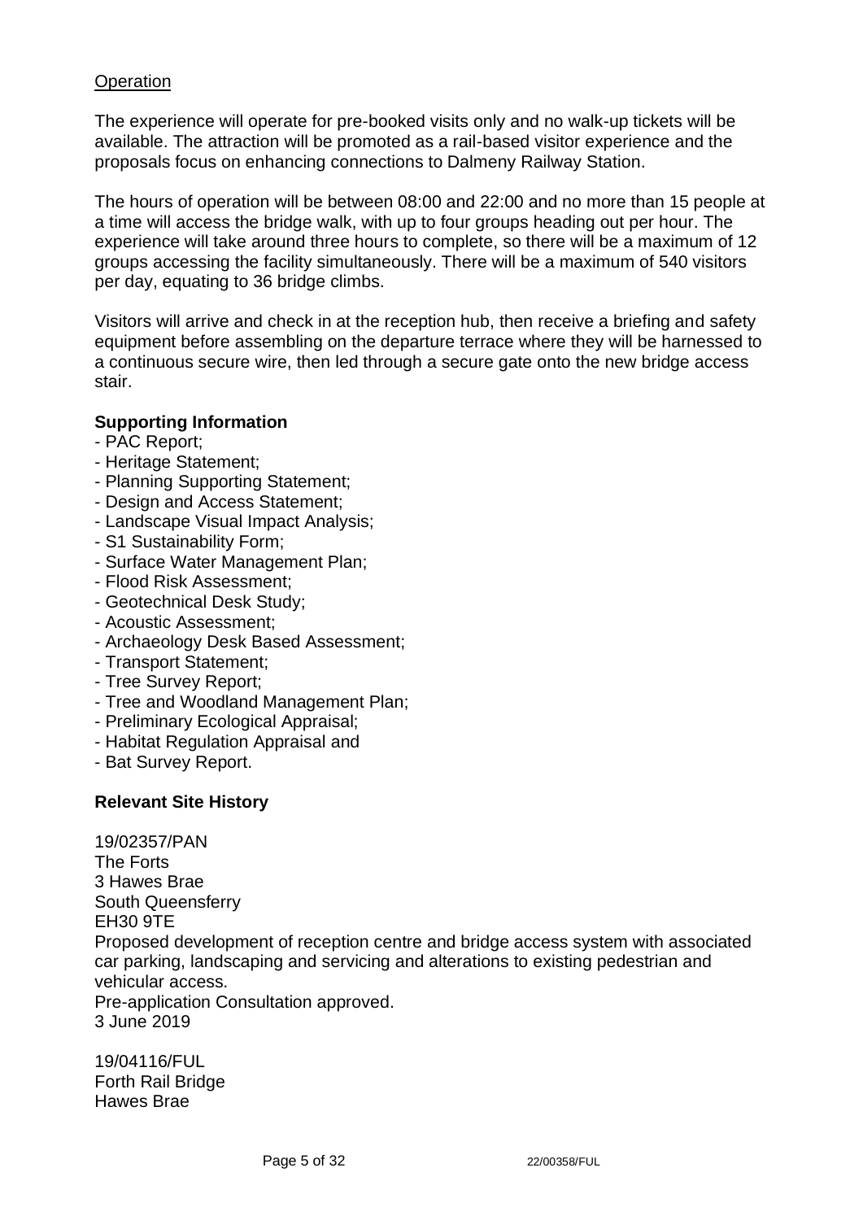<u>Operation</u>

The experience will operate for pre-booked visits only and no walk-up tickets will be available. The attraction will be promoted as a rail-based visitor experience and the proposals focus on enhancing connections to Dalmeny Railway Station.

The hours of operation will be between 08:00 and 22:00 and no more than 15 people at a time will access the bridge walk, with up to four groups heading out per hour. The experience will take around three hours to complete, so there will be a maximum of 12 groups accessing the facility simultaneously. There will be a maximum of 540 visitors per day, equating to 36 bridge climbs.

Visitors will arrive and check in at the reception hub, then receive a briefing and safety equipment before assembling on the departure terrace where they will be harnessed to a continuous secure wire, then led through a secure gate onto the new bridge access stair.

**Supporting Information**

- PAC Report;
- Heritage Statement;
- Planning Supporting Statement;
- Design and Access Statement;
- Landscape Visual Impact Analysis;
- S1 Sustainability Form;
- Surface Water Management Plan;
- Flood Risk Assessment;
- Geotechnical Desk Study;
- Acoustic Assessment;
- Archaeology Desk Based Assessment;
- Transport Statement;
- Tree Survey Report;
- Tree and Woodland Management Plan;
- Preliminary Ecological Appraisal;
- Habitat Regulation Appraisal and
- Bat Survey Report.

**Relevant Site History**

19/02357/PAN
The Forts
3 Hawes Brae
South Queensferry
EH30 9TE
Proposed development of reception centre and bridge access system with associated car parking, landscaping and servicing and alterations to existing pedestrian and vehicular access.
Pre-application Consultation approved.
3 June 2019

19/04116/FUL
Forth Rail Bridge
Hawes Brae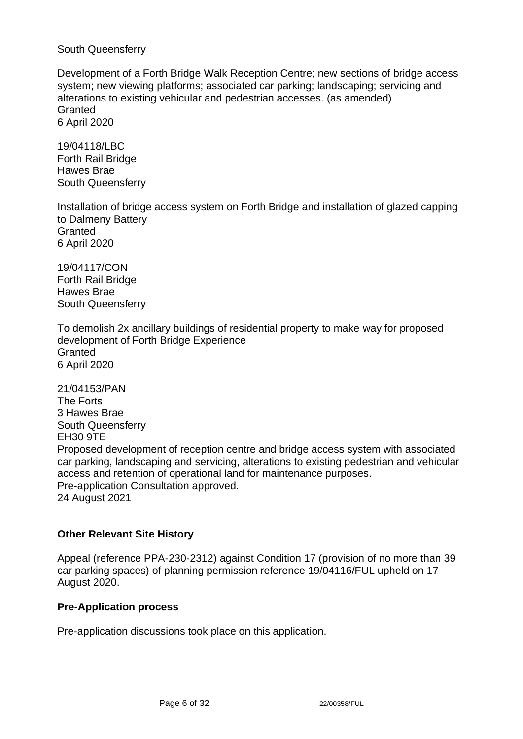South Queensferry

Development of a Forth Bridge Walk Reception Centre; new sections of bridge access system; new viewing platforms; associated car parking; landscaping; servicing and alterations to existing vehicular and pedestrian accesses. (as amended)
Granted
6 April 2020

19/04118/LBC
Forth Rail Bridge
Hawes Brae
South Queensferry

Installation of bridge access system on Forth Bridge and installation of glazed capping to Dalmeny Battery
Granted
6 April 2020

19/04117/CON
Forth Rail Bridge
Hawes Brae
South Queensferry

To demolish 2x ancillary buildings of residential property to make way for proposed development of Forth Bridge Experience
Granted
6 April 2020

21/04153/PAN
The Forts
3 Hawes Brae
South Queensferry
EH30 9TE
Proposed development of reception centre and bridge access system with associated car parking, landscaping and servicing, alterations to existing pedestrian and vehicular access and retention of operational land for maintenance purposes.
Pre-application Consultation approved.
24 August 2021

**Other Relevant Site History**

Appeal (reference PPA-230-2312) against Condition 17 (provision of no more than 39 car parking spaces) of planning permission reference 19/04116/FUL upheld on 17 August 2020.

**Pre-Application process**

Pre-application discussions took place on this application.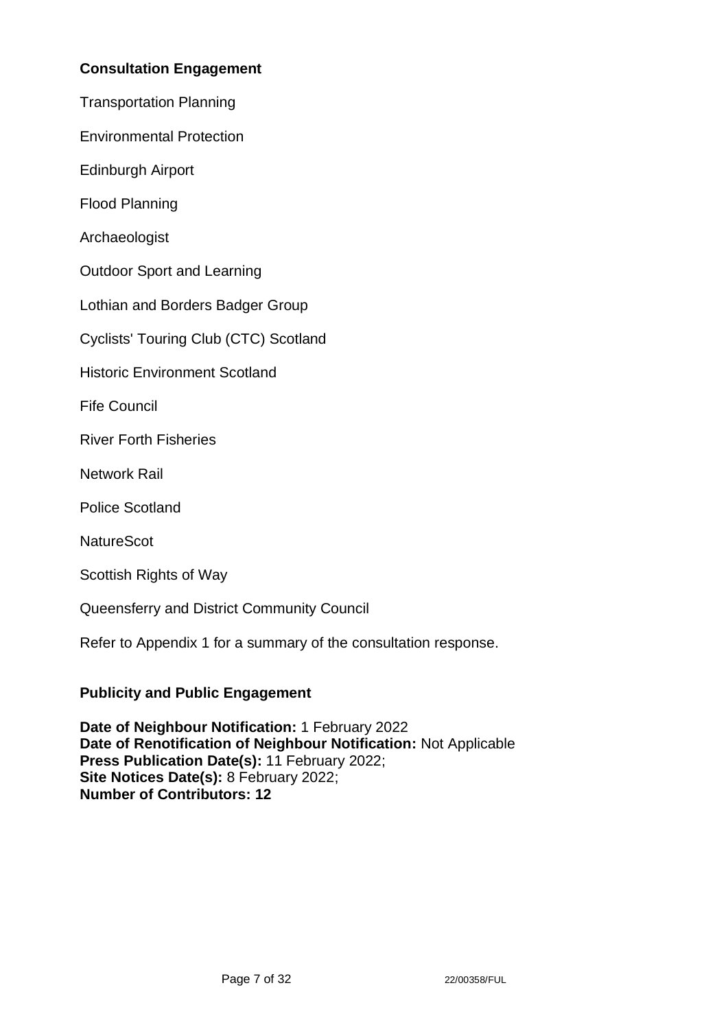**Consultation Engagement**

Transportation Planning

Environmental Protection

Edinburgh Airport

Flood Planning

Archaeologist

Outdoor Sport and Learning

Lothian and Borders Badger Group

Cyclists' Touring Club (CTC) Scotland

Historic Environment Scotland

Fife Council

River Forth Fisheries

Network Rail

Police Scotland

NatureScot

Scottish Rights of Way

Queensferry and District Community Council

Refer to Appendix 1 for a summary of the consultation response.

**Publicity and Public Engagement**

**Date of Neighbour Notification:** 1 February 2022
**Date of Renotification of Neighbour Notification:** Not Applicable
**Press Publication Date(s):** 11 February 2022;
**Site Notices Date(s):** 8 February 2022;
**Number of Contributors: 12**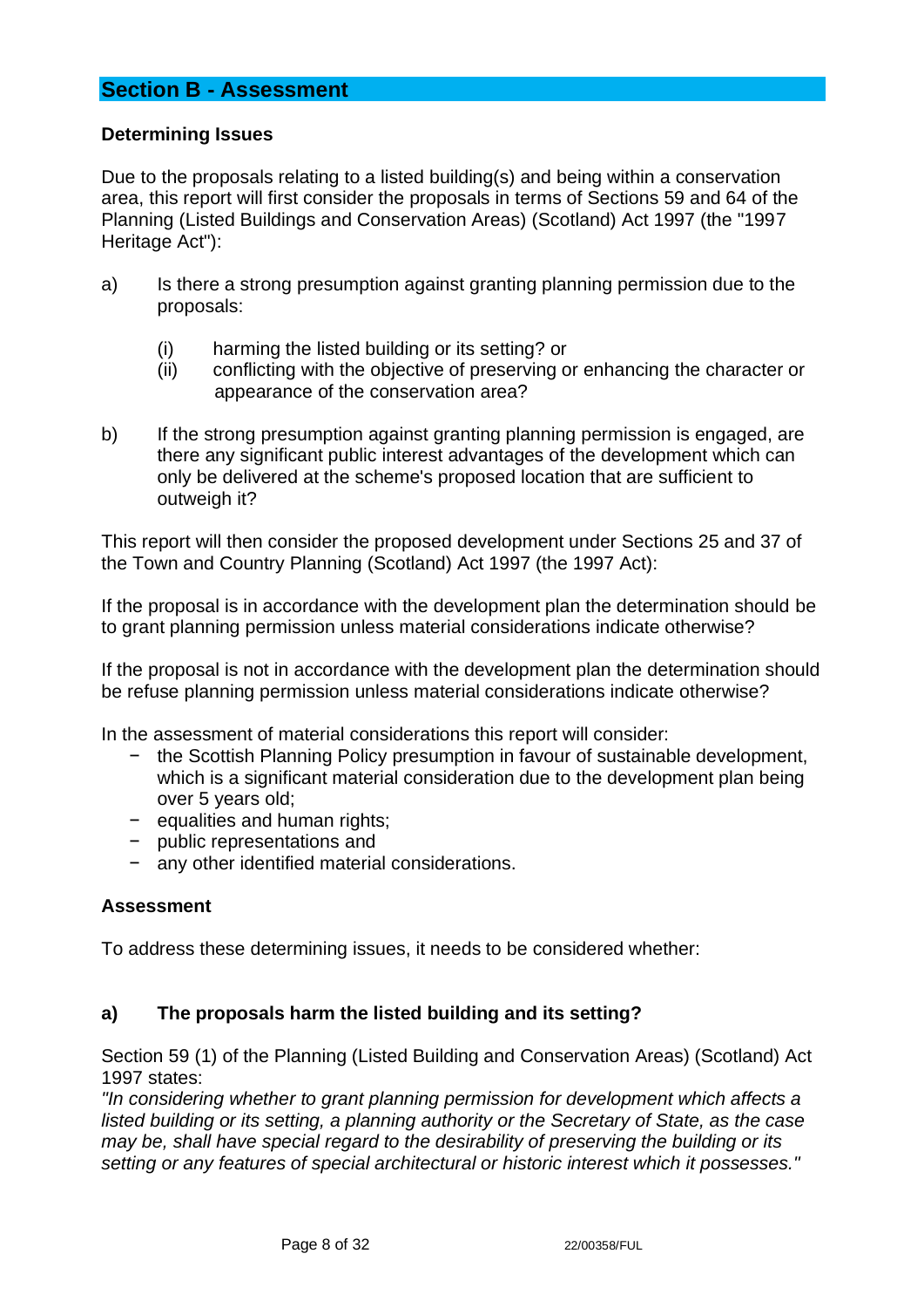## Section B - Assessment

### Determining Issues

Due to the proposals relating to a listed building(s) and being within a conservation area, this report will first consider the proposals in terms of Sections 59 and 64 of the Planning (Listed Buildings and Conservation Areas) (Scotland) Act 1997 (the "1997 Heritage Act"):

a) Is there a strong presumption against granting planning permission due to the proposals:

   (i) harming the listed building or its setting? or
   (ii) conflicting with the objective of preserving or enhancing the character or appearance of the conservation area?

b) If the strong presumption against granting planning permission is engaged, are there any significant public interest advantages of the development which can only be delivered at the scheme's proposed location that are sufficient to outweigh it?

This report will then consider the proposed development under Sections 25 and 37 of the Town and Country Planning (Scotland) Act 1997 (the 1997 Act):

If the proposal is in accordance with the development plan the determination should be to grant planning permission unless material considerations indicate otherwise?

If the proposal is not in accordance with the development plan the determination should be refuse planning permission unless material considerations indicate otherwise?

In the assessment of material considerations this report will consider:

- the Scottish Planning Policy presumption in favour of sustainable development, which is a significant material consideration due to the development plan being over 5 years old;
- equalities and human rights;
- public representations and
- any other identified material considerations.

### Assessment

To address these determining issues, it needs to be considered whether:

### a) The proposals harm the listed building and its setting?

Section 59 (1) of the Planning (Listed Building and Conservation Areas) (Scotland) Act 1997 states:

*"In considering whether to grant planning permission for development which affects a listed building or its setting, a planning authority or the Secretary of State, as the case may be, shall have special regard to the desirability of preserving the building or its setting or any features of special architectural or historic interest which it possesses."*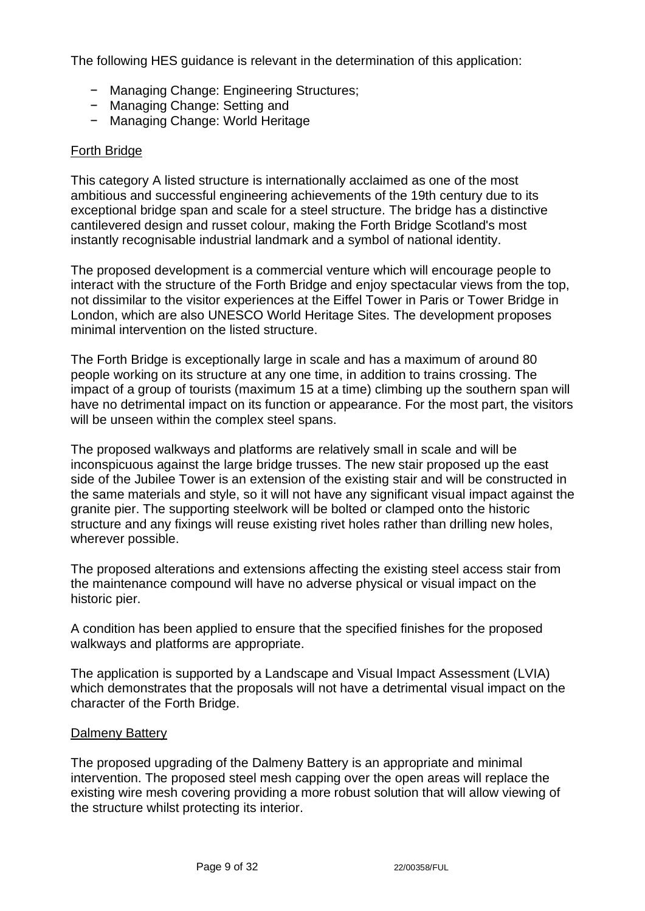The following HES guidance is relevant in the determination of this application:

- Managing Change: Engineering Structures;
- Managing Change: Setting and
- Managing Change: World Heritage

<u>Forth Bridge</u>

This category A listed structure is internationally acclaimed as one of the most ambitious and successful engineering achievements of the 19th century due to its exceptional bridge span and scale for a steel structure. The bridge has a distinctive cantilevered design and russet colour, making the Forth Bridge Scotland's most instantly recognisable industrial landmark and a symbol of national identity.

The proposed development is a commercial venture which will encourage people to interact with the structure of the Forth Bridge and enjoy spectacular views from the top, not dissimilar to the visitor experiences at the Eiffel Tower in Paris or Tower Bridge in London, which are also UNESCO World Heritage Sites. The development proposes minimal intervention on the listed structure.

The Forth Bridge is exceptionally large in scale and has a maximum of around 80 people working on its structure at any one time, in addition to trains crossing. The impact of a group of tourists (maximum 15 at a time) climbing up the southern span will have no detrimental impact on its function or appearance. For the most part, the visitors will be unseen within the complex steel spans.

The proposed walkways and platforms are relatively small in scale and will be inconspicuous against the large bridge trusses. The new stair proposed up the east side of the Jubilee Tower is an extension of the existing stair and will be constructed in the same materials and style, so it will not have any significant visual impact against the granite pier. The supporting steelwork will be bolted or clamped onto the historic structure and any fixings will reuse existing rivet holes rather than drilling new holes, wherever possible.

The proposed alterations and extensions affecting the existing steel access stair from the maintenance compound will have no adverse physical or visual impact on the historic pier.

A condition has been applied to ensure that the specified finishes for the proposed walkways and platforms are appropriate.

The application is supported by a Landscape and Visual Impact Assessment (LVIA) which demonstrates that the proposals will not have a detrimental visual impact on the character of the Forth Bridge.

<u>Dalmeny Battery</u>

The proposed upgrading of the Dalmeny Battery is an appropriate and minimal intervention. The proposed steel mesh capping over the open areas will replace the existing wire mesh covering providing a more robust solution that will allow viewing of the structure whilst protecting its interior.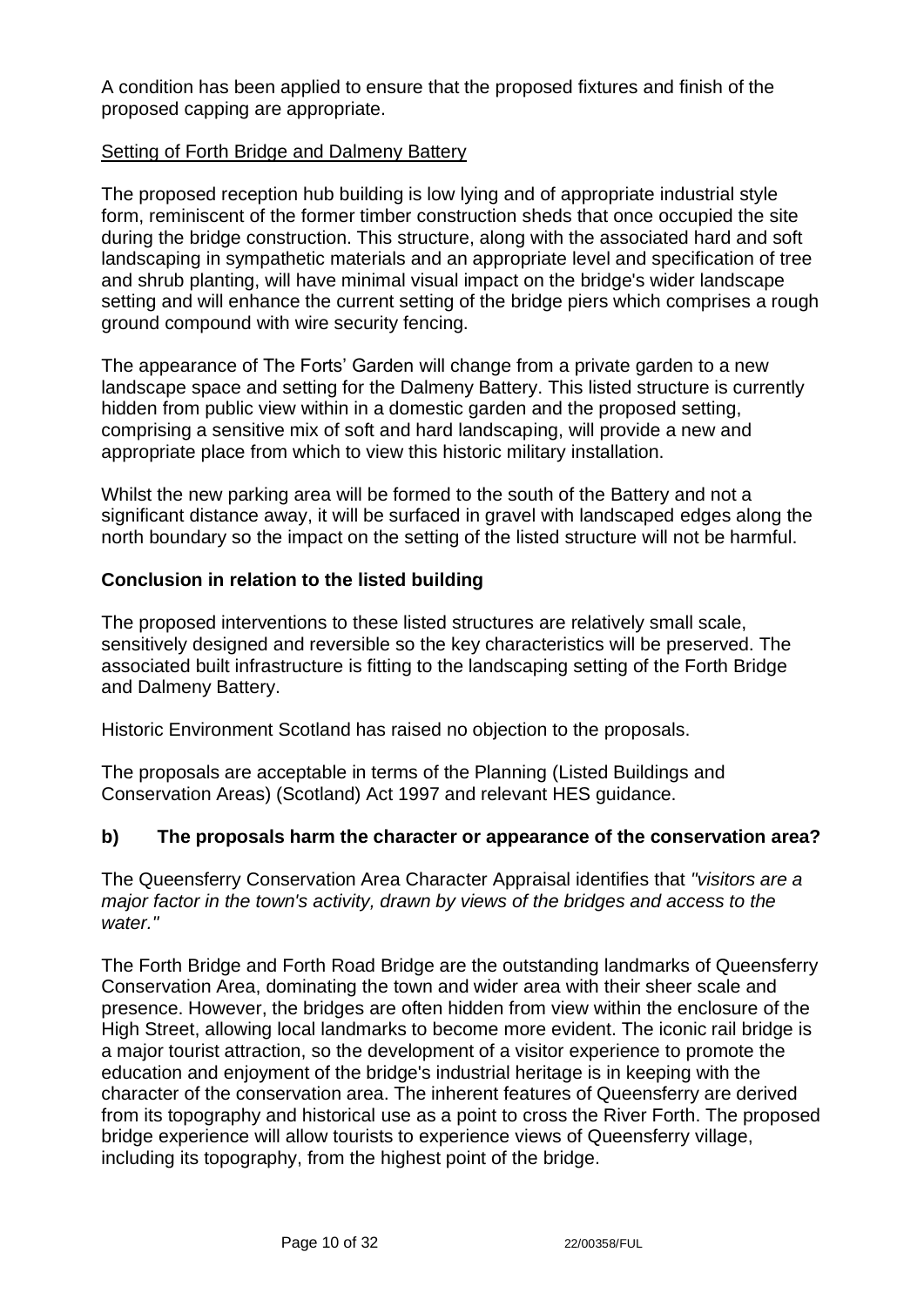A condition has been applied to ensure that the proposed fixtures and finish of the proposed capping are appropriate.

<u>Setting of Forth Bridge and Dalmeny Battery</u>

The proposed reception hub building is low lying and of appropriate industrial style form, reminiscent of the former timber construction sheds that once occupied the site during the bridge construction. This structure, along with the associated hard and soft landscaping in sympathetic materials and an appropriate level and specification of tree and shrub planting, will have minimal visual impact on the bridge's wider landscape setting and will enhance the current setting of the bridge piers which comprises a rough ground compound with wire security fencing.

The appearance of The Forts' Garden will change from a private garden to a new landscape space and setting for the Dalmeny Battery. This listed structure is currently hidden from public view within in a domestic garden and the proposed setting, comprising a sensitive mix of soft and hard landscaping, will provide a new and appropriate place from which to view this historic military installation.

Whilst the new parking area will be formed to the south of the Battery and not a significant distance away, it will be surfaced in gravel with landscaped edges along the north boundary so the impact on the setting of the listed structure will not be harmful.

**Conclusion in relation to the listed building**

The proposed interventions to these listed structures are relatively small scale, sensitively designed and reversible so the key characteristics will be preserved. The associated built infrastructure is fitting to the landscaping setting of the Forth Bridge and Dalmeny Battery.

Historic Environment Scotland has raised no objection to the proposals.

The proposals are acceptable in terms of the Planning (Listed Buildings and Conservation Areas) (Scotland) Act 1997 and relevant HES guidance.

### b) The proposals harm the character or appearance of the conservation area?

The Queensferry Conservation Area Character Appraisal identifies that *"visitors are a major factor in the town's activity, drawn by views of the bridges and access to the water."*

The Forth Bridge and Forth Road Bridge are the outstanding landmarks of Queensferry Conservation Area, dominating the town and wider area with their sheer scale and presence. However, the bridges are often hidden from view within the enclosure of the High Street, allowing local landmarks to become more evident. The iconic rail bridge is a major tourist attraction, so the development of a visitor experience to promote the education and enjoyment of the bridge's industrial heritage is in keeping with the character of the conservation area. The inherent features of Queensferry are derived from its topography and historical use as a point to cross the River Forth. The proposed bridge experience will allow tourists to experience views of Queensferry village, including its topography, from the highest point of the bridge.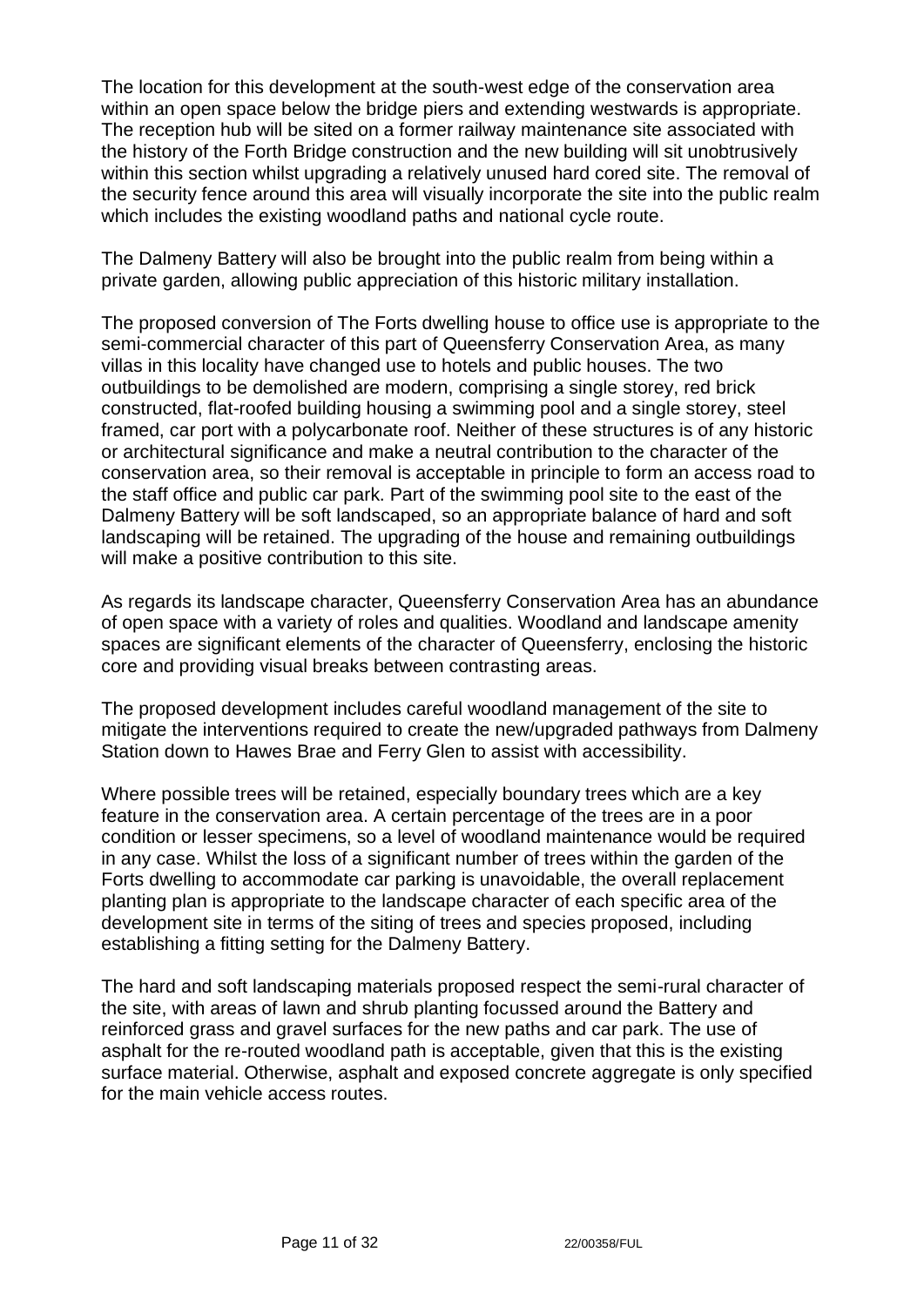The location for this development at the south-west edge of the conservation area within an open space below the bridge piers and extending westwards is appropriate. The reception hub will be sited on a former railway maintenance site associated with the history of the Forth Bridge construction and the new building will sit unobtrusively within this section whilst upgrading a relatively unused hard cored site. The removal of the security fence around this area will visually incorporate the site into the public realm which includes the existing woodland paths and national cycle route.

The Dalmeny Battery will also be brought into the public realm from being within a private garden, allowing public appreciation of this historic military installation.

The proposed conversion of The Forts dwelling house to office use is appropriate to the semi-commercial character of this part of Queensferry Conservation Area, as many villas in this locality have changed use to hotels and public houses. The two outbuildings to be demolished are modern, comprising a single storey, red brick constructed, flat-roofed building housing a swimming pool and a single storey, steel framed, car port with a polycarbonate roof. Neither of these structures is of any historic or architectural significance and make a neutral contribution to the character of the conservation area, so their removal is acceptable in principle to form an access road to the staff office and public car park. Part of the swimming pool site to the east of the Dalmeny Battery will be soft landscaped, so an appropriate balance of hard and soft landscaping will be retained. The upgrading of the house and remaining outbuildings will make a positive contribution to this site.

As regards its landscape character, Queensferry Conservation Area has an abundance of open space with a variety of roles and qualities. Woodland and landscape amenity spaces are significant elements of the character of Queensferry, enclosing the historic core and providing visual breaks between contrasting areas.

The proposed development includes careful woodland management of the site to mitigate the interventions required to create the new/upgraded pathways from Dalmeny Station down to Hawes Brae and Ferry Glen to assist with accessibility.

Where possible trees will be retained, especially boundary trees which are a key feature in the conservation area. A certain percentage of the trees are in a poor condition or lesser specimens, so a level of woodland maintenance would be required in any case. Whilst the loss of a significant number of trees within the garden of the Forts dwelling to accommodate car parking is unavoidable, the overall replacement planting plan is appropriate to the landscape character of each specific area of the development site in terms of the siting of trees and species proposed, including establishing a fitting setting for the Dalmeny Battery.

The hard and soft landscaping materials proposed respect the semi-rural character of the site, with areas of lawn and shrub planting focussed around the Battery and reinforced grass and gravel surfaces for the new paths and car park. The use of asphalt for the re-routed woodland path is acceptable, given that this is the existing surface material. Otherwise, asphalt and exposed concrete aggregate is only specified for the main vehicle access routes.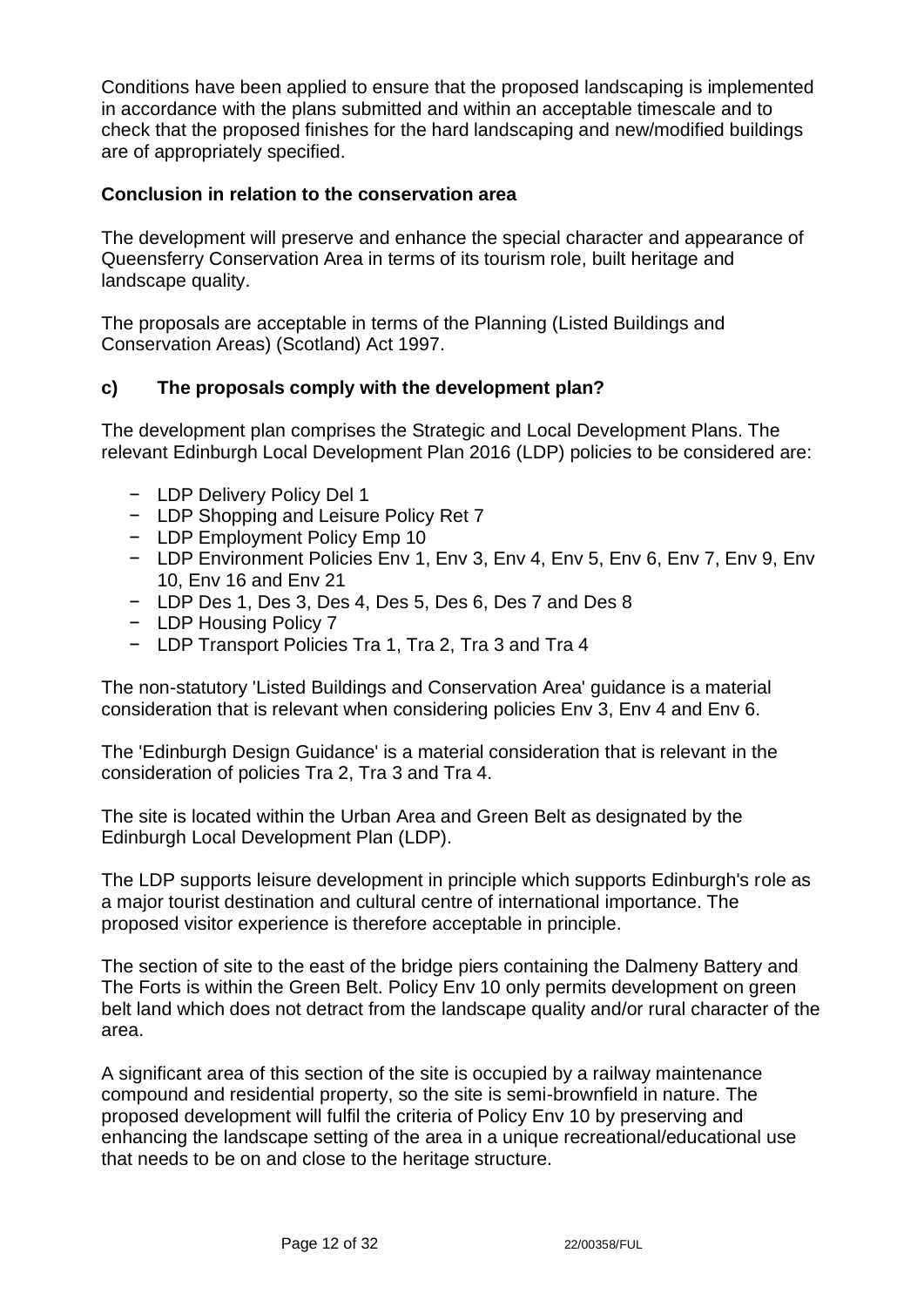Conditions have been applied to ensure that the proposed landscaping is implemented in accordance with the plans submitted and within an acceptable timescale and to check that the proposed finishes for the hard landscaping and new/modified buildings are of appropriately specified.

**Conclusion in relation to the conservation area**

The development will preserve and enhance the special character and appearance of Queensferry Conservation Area in terms of its tourism role, built heritage and landscape quality.

The proposals are acceptable in terms of the Planning (Listed Buildings and Conservation Areas) (Scotland) Act 1997.

### c) The proposals comply with the development plan?

The development plan comprises the Strategic and Local Development Plans. The relevant Edinburgh Local Development Plan 2016 (LDP) policies to be considered are:

- LDP Delivery Policy Del 1
- LDP Shopping and Leisure Policy Ret 7
- LDP Employment Policy Emp 10
- LDP Environment Policies Env 1, Env 3, Env 4, Env 5, Env 6, Env 7, Env 9, Env 10, Env 16 and Env 21
- LDP Des 1, Des 3, Des 4, Des 5, Des 6, Des 7 and Des 8
- LDP Housing Policy 7
- LDP Transport Policies Tra 1, Tra 2, Tra 3 and Tra 4

The non-statutory 'Listed Buildings and Conservation Area' guidance is a material consideration that is relevant when considering policies Env 3, Env 4 and Env 6.

The 'Edinburgh Design Guidance' is a material consideration that is relevant in the consideration of policies Tra 2, Tra 3 and Tra 4.

The site is located within the Urban Area and Green Belt as designated by the Edinburgh Local Development Plan (LDP).

The LDP supports leisure development in principle which supports Edinburgh's role as a major tourist destination and cultural centre of international importance. The proposed visitor experience is therefore acceptable in principle.

The section of site to the east of the bridge piers containing the Dalmeny Battery and The Forts is within the Green Belt. Policy Env 10 only permits development on green belt land which does not detract from the landscape quality and/or rural character of the area.

A significant area of this section of the site is occupied by a railway maintenance compound and residential property, so the site is semi-brownfield in nature. The proposed development will fulfil the criteria of Policy Env 10 by preserving and enhancing the landscape setting of the area in a unique recreational/educational use that needs to be on and close to the heritage structure.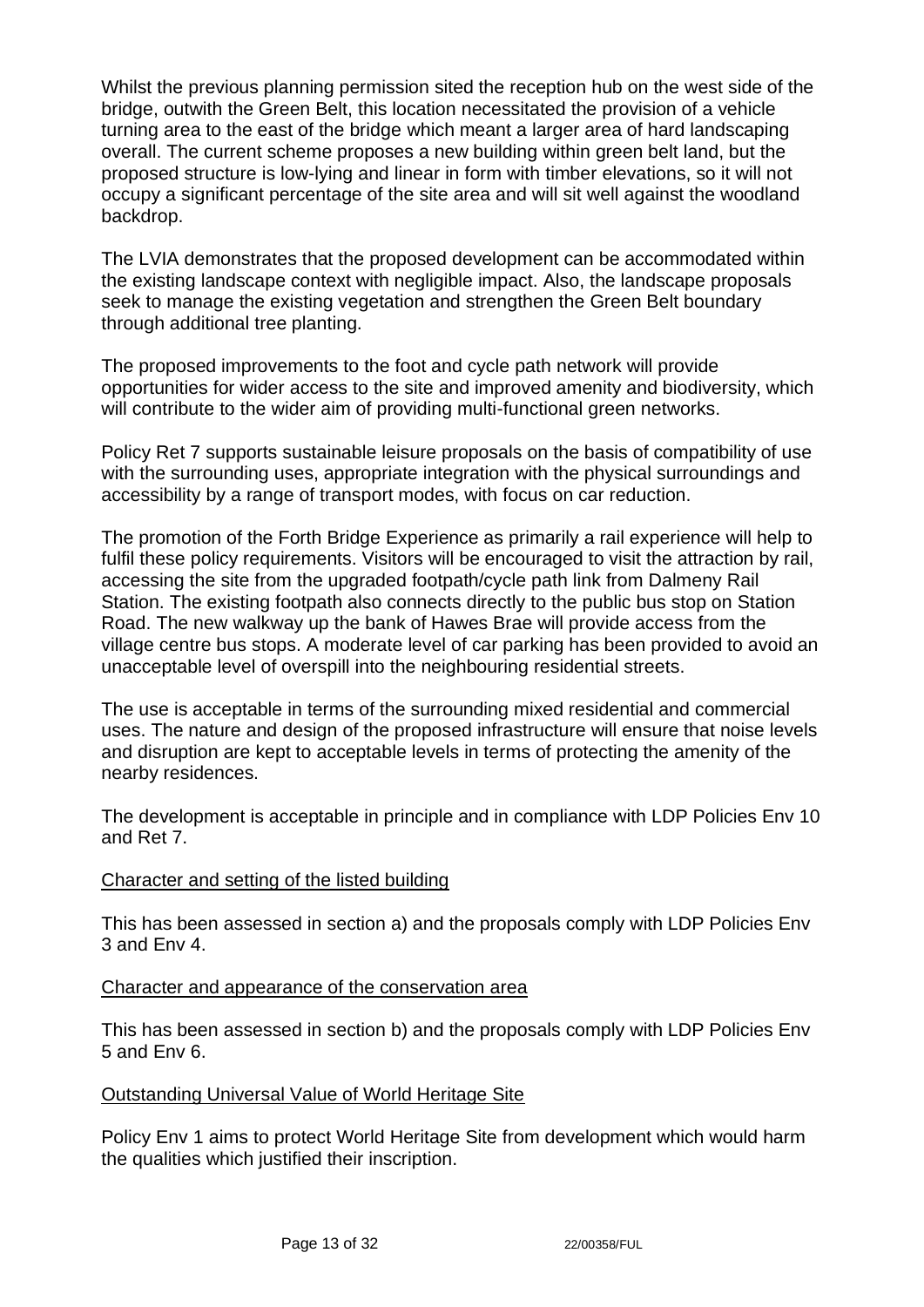Whilst the previous planning permission sited the reception hub on the west side of the bridge, outwith the Green Belt, this location necessitated the provision of a vehicle turning area to the east of the bridge which meant a larger area of hard landscaping overall. The current scheme proposes a new building within green belt land, but the proposed structure is low-lying and linear in form with timber elevations, so it will not occupy a significant percentage of the site area and will sit well against the woodland backdrop.

The LVIA demonstrates that the proposed development can be accommodated within the existing landscape context with negligible impact. Also, the landscape proposals seek to manage the existing vegetation and strengthen the Green Belt boundary through additional tree planting.

The proposed improvements to the foot and cycle path network will provide opportunities for wider access to the site and improved amenity and biodiversity, which will contribute to the wider aim of providing multi-functional green networks.

Policy Ret 7 supports sustainable leisure proposals on the basis of compatibility of use with the surrounding uses, appropriate integration with the physical surroundings and accessibility by a range of transport modes, with focus on car reduction.

The promotion of the Forth Bridge Experience as primarily a rail experience will help to fulfil these policy requirements. Visitors will be encouraged to visit the attraction by rail, accessing the site from the upgraded footpath/cycle path link from Dalmeny Rail Station. The existing footpath also connects directly to the public bus stop on Station Road. The new walkway up the bank of Hawes Brae will provide access from the village centre bus stops. A moderate level of car parking has been provided to avoid an unacceptable level of overspill into the neighbouring residential streets.

The use is acceptable in terms of the surrounding mixed residential and commercial uses. The nature and design of the proposed infrastructure will ensure that noise levels and disruption are kept to acceptable levels in terms of protecting the amenity of the nearby residences.

The development is acceptable in principle and in compliance with LDP Policies Env 10 and Ret 7.

Character and setting of the listed building

This has been assessed in section a) and the proposals comply with LDP Policies Env 3 and Env 4.

Character and appearance of the conservation area

This has been assessed in section b) and the proposals comply with LDP Policies Env 5 and Env 6.

Outstanding Universal Value of World Heritage Site

Policy Env 1 aims to protect World Heritage Site from development which would harm the qualities which justified their inscription.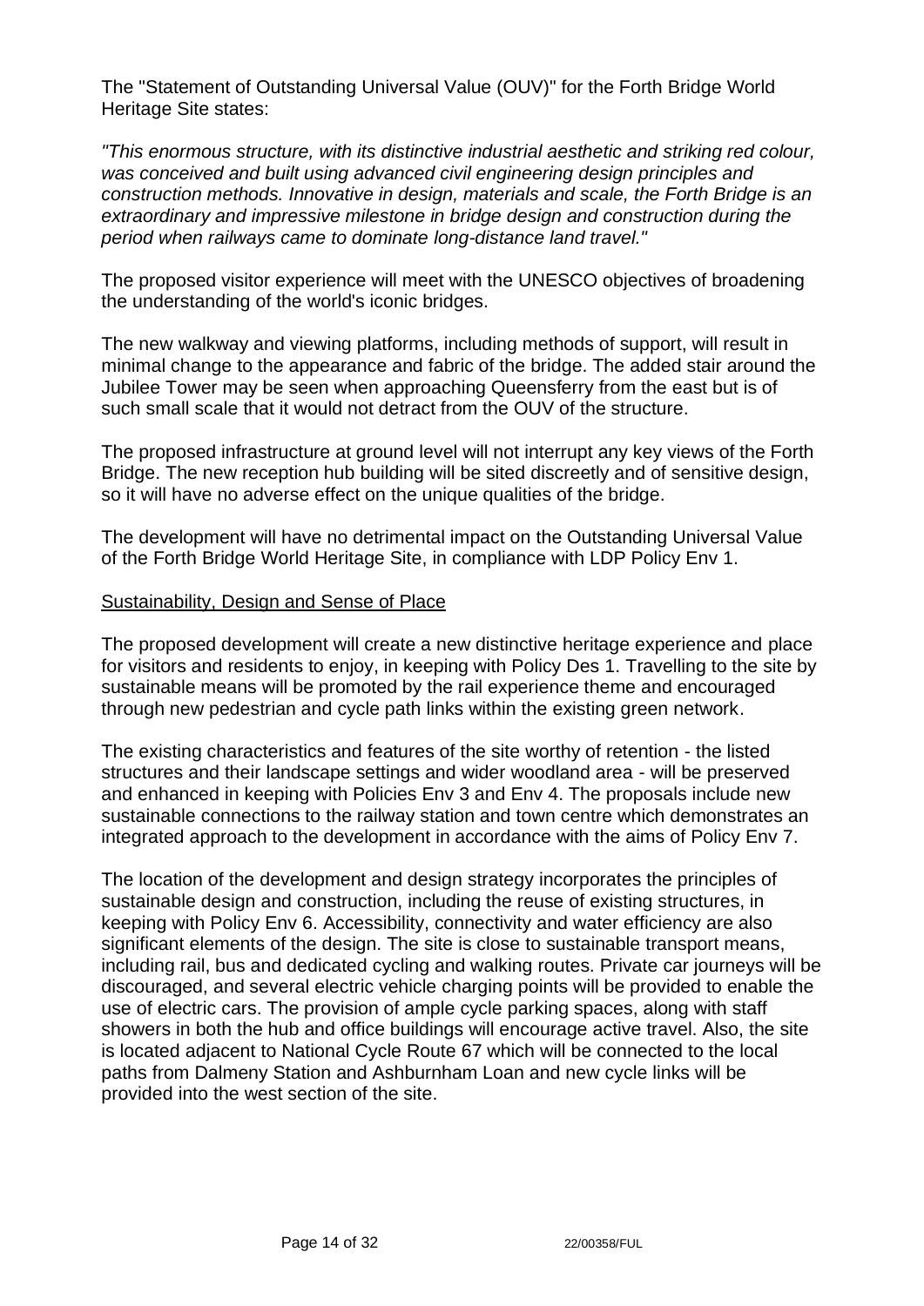The "Statement of Outstanding Universal Value (OUV)" for the Forth Bridge World Heritage Site states:

*"This enormous structure, with its distinctive industrial aesthetic and striking red colour, was conceived and built using advanced civil engineering design principles and construction methods. Innovative in design, materials and scale, the Forth Bridge is an extraordinary and impressive milestone in bridge design and construction during the period when railways came to dominate long-distance land travel."*

The proposed visitor experience will meet with the UNESCO objectives of broadening the understanding of the world's iconic bridges.

The new walkway and viewing platforms, including methods of support, will result in minimal change to the appearance and fabric of the bridge. The added stair around the Jubilee Tower may be seen when approaching Queensferry from the east but is of such small scale that it would not detract from the OUV of the structure.

The proposed infrastructure at ground level will not interrupt any key views of the Forth Bridge. The new reception hub building will be sited discreetly and of sensitive design, so it will have no adverse effect on the unique qualities of the bridge.

The development will have no detrimental impact on the Outstanding Universal Value of the Forth Bridge World Heritage Site, in compliance with LDP Policy Env 1.

## Sustainability, Design and Sense of Place

The proposed development will create a new distinctive heritage experience and place for visitors and residents to enjoy, in keeping with Policy Des 1. Travelling to the site by sustainable means will be promoted by the rail experience theme and encouraged through new pedestrian and cycle path links within the existing green network.

The existing characteristics and features of the site worthy of retention - the listed structures and their landscape settings and wider woodland area - will be preserved and enhanced in keeping with Policies Env 3 and Env 4. The proposals include new sustainable connections to the railway station and town centre which demonstrates an integrated approach to the development in accordance with the aims of Policy Env 7.

The location of the development and design strategy incorporates the principles of sustainable design and construction, including the reuse of existing structures, in keeping with Policy Env 6. Accessibility, connectivity and water efficiency are also significant elements of the design. The site is close to sustainable transport means, including rail, bus and dedicated cycling and walking routes. Private car journeys will be discouraged, and several electric vehicle charging points will be provided to enable the use of electric cars. The provision of ample cycle parking spaces, along with staff showers in both the hub and office buildings will encourage active travel. Also, the site is located adjacent to National Cycle Route 67 which will be connected to the local paths from Dalmeny Station and Ashburnham Loan and new cycle links will be provided into the west section of the site.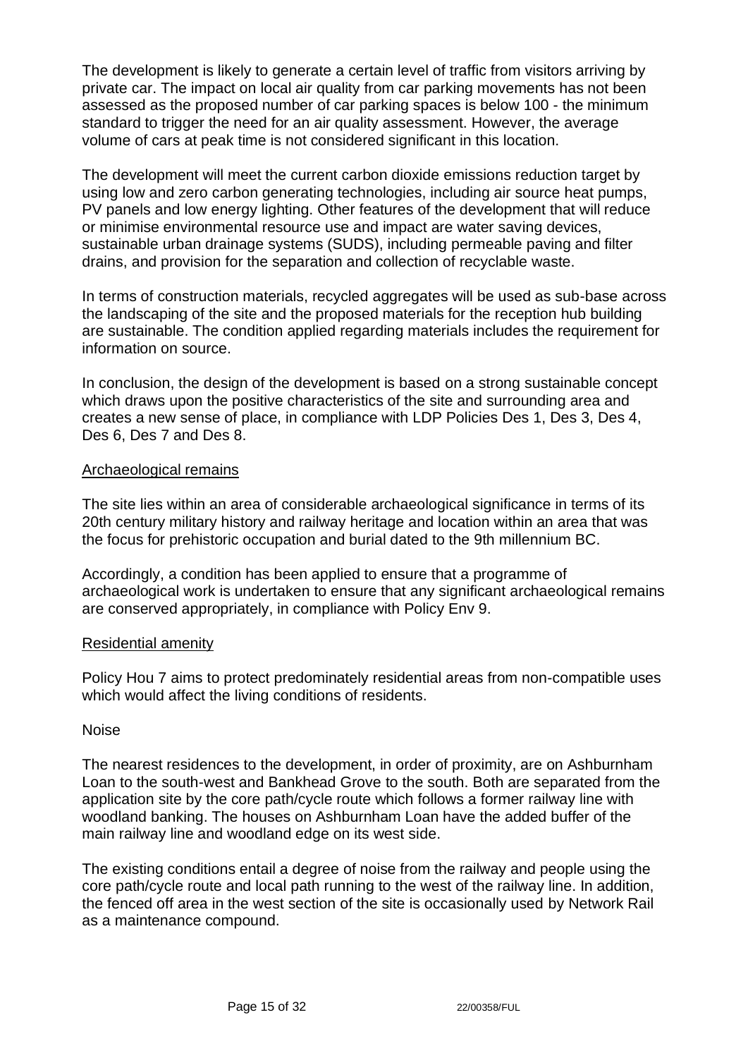The development is likely to generate a certain level of traffic from visitors arriving by private car. The impact on local air quality from car parking movements has not been assessed as the proposed number of car parking spaces is below 100 - the minimum standard to trigger the need for an air quality assessment. However, the average volume of cars at peak time is not considered significant in this location.

The development will meet the current carbon dioxide emissions reduction target by using low and zero carbon generating technologies, including air source heat pumps, PV panels and low energy lighting. Other features of the development that will reduce or minimise environmental resource use and impact are water saving devices, sustainable urban drainage systems (SUDS), including permeable paving and filter drains, and provision for the separation and collection of recyclable waste.

In terms of construction materials, recycled aggregates will be used as sub-base across the landscaping of the site and the proposed materials for the reception hub building are sustainable. The condition applied regarding materials includes the requirement for information on source.

In conclusion, the design of the development is based on a strong sustainable concept which draws upon the positive characteristics of the site and surrounding area and creates a new sense of place, in compliance with LDP Policies Des 1, Des 3, Des 4, Des 6, Des 7 and Des 8.

### Archaeological remains

The site lies within an area of considerable archaeological significance in terms of its 20th century military history and railway heritage and location within an area that was the focus for prehistoric occupation and burial dated to the 9th millennium BC.

Accordingly, a condition has been applied to ensure that a programme of archaeological work is undertaken to ensure that any significant archaeological remains are conserved appropriately, in compliance with Policy Env 9.

### Residential amenity

Policy Hou 7 aims to protect predominately residential areas from non-compatible uses which would affect the living conditions of residents.

#### Noise

The nearest residences to the development, in order of proximity, are on Ashburnham Loan to the south-west and Bankhead Grove to the south. Both are separated from the application site by the core path/cycle route which follows a former railway line with woodland banking. The houses on Ashburnham Loan have the added buffer of the main railway line and woodland edge on its west side.

The existing conditions entail a degree of noise from the railway and people using the core path/cycle route and local path running to the west of the railway line. In addition, the fenced off area in the west section of the site is occasionally used by Network Rail as a maintenance compound.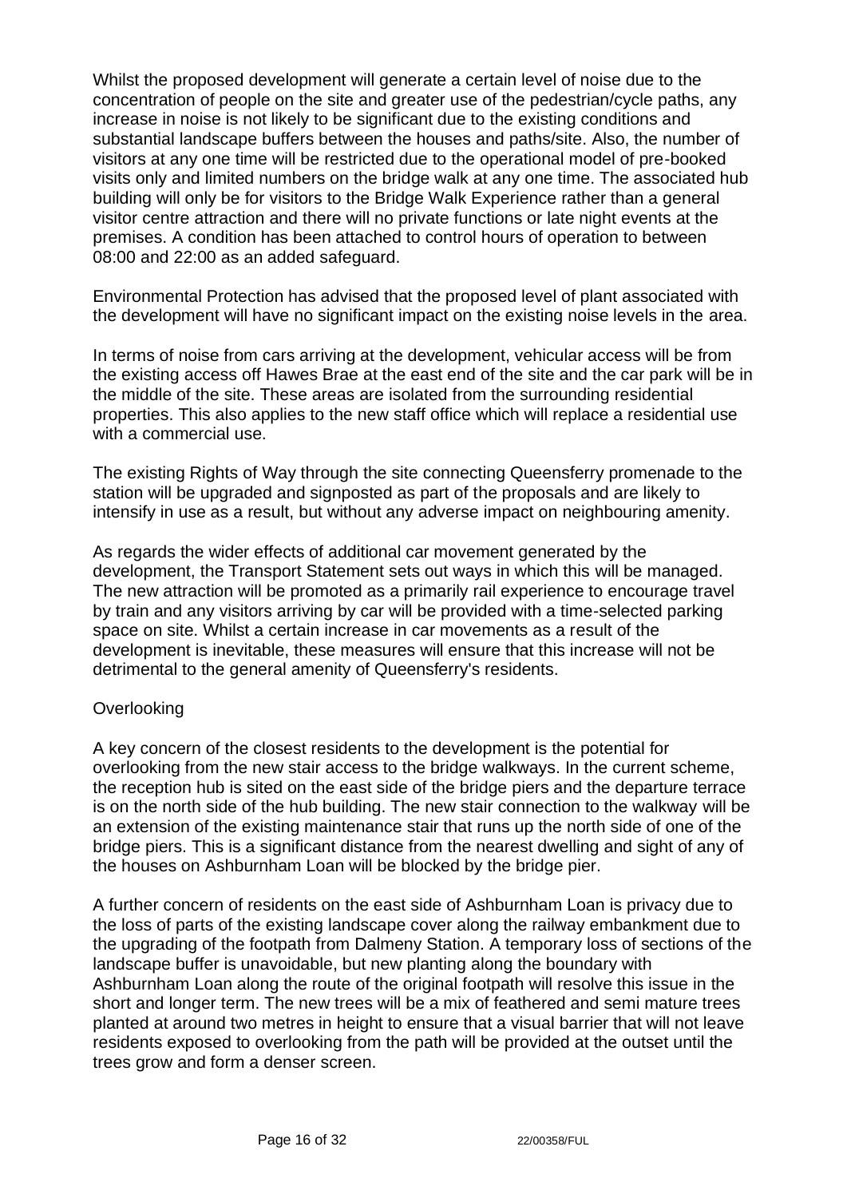Whilst the proposed development will generate a certain level of noise due to the concentration of people on the site and greater use of the pedestrian/cycle paths, any increase in noise is not likely to be significant due to the existing conditions and substantial landscape buffers between the houses and paths/site. Also, the number of visitors at any one time will be restricted due to the operational model of pre-booked visits only and limited numbers on the bridge walk at any one time. The associated hub building will only be for visitors to the Bridge Walk Experience rather than a general visitor centre attraction and there will no private functions or late night events at the premises. A condition has been attached to control hours of operation to between 08:00 and 22:00 as an added safeguard.

Environmental Protection has advised that the proposed level of plant associated with the development will have no significant impact on the existing noise levels in the area.

In terms of noise from cars arriving at the development, vehicular access will be from the existing access off Hawes Brae at the east end of the site and the car park will be in the middle of the site. These areas are isolated from the surrounding residential properties. This also applies to the new staff office which will replace a residential use with a commercial use.

The existing Rights of Way through the site connecting Queensferry promenade to the station will be upgraded and signposted as part of the proposals and are likely to intensify in use as a result, but without any adverse impact on neighbouring amenity.

As regards the wider effects of additional car movement generated by the development, the Transport Statement sets out ways in which this will be managed. The new attraction will be promoted as a primarily rail experience to encourage travel by train and any visitors arriving by car will be provided with a time-selected parking space on site. Whilst a certain increase in car movements as a result of the development is inevitable, these measures will ensure that this increase will not be detrimental to the general amenity of Queensferry's residents.

Overlooking

A key concern of the closest residents to the development is the potential for overlooking from the new stair access to the bridge walkways. In the current scheme, the reception hub is sited on the east side of the bridge piers and the departure terrace is on the north side of the hub building. The new stair connection to the walkway will be an extension of the existing maintenance stair that runs up the north side of one of the bridge piers. This is a significant distance from the nearest dwelling and sight of any of the houses on Ashburnham Loan will be blocked by the bridge pier.

A further concern of residents on the east side of Ashburnham Loan is privacy due to the loss of parts of the existing landscape cover along the railway embankment due to the upgrading of the footpath from Dalmeny Station. A temporary loss of sections of the landscape buffer is unavoidable, but new planting along the boundary with Ashburnham Loan along the route of the original footpath will resolve this issue in the short and longer term. The new trees will be a mix of feathered and semi mature trees planted at around two metres in height to ensure that a visual barrier that will not leave residents exposed to overlooking from the path will be provided at the outset until the trees grow and form a denser screen.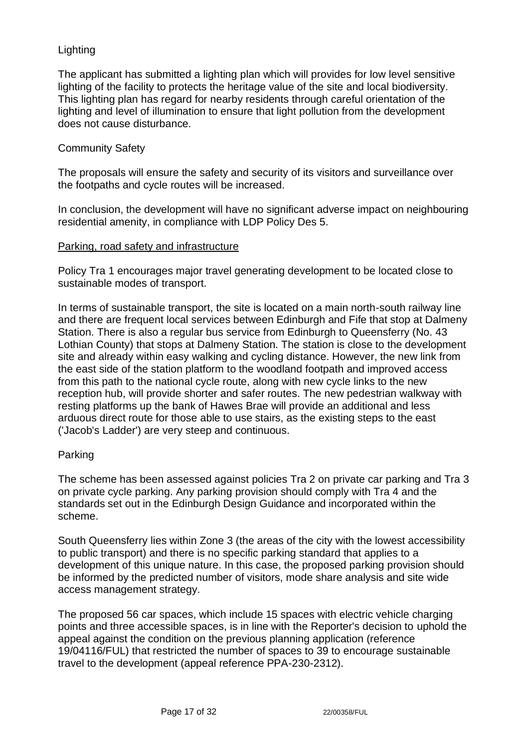Lighting

The applicant has submitted a lighting plan which will provides for low level sensitive lighting of the facility to protects the heritage value of the site and local biodiversity. This lighting plan has regard for nearby residents through careful orientation of the lighting and level of illumination to ensure that light pollution from the development does not cause disturbance.

Community Safety

The proposals will ensure the safety and security of its visitors and surveillance over the footpaths and cycle routes will be increased.

In conclusion, the development will have no significant adverse impact on neighbouring residential amenity, in compliance with LDP Policy Des 5.

<u>Parking, road safety and infrastructure</u>

Policy Tra 1 encourages major travel generating development to be located close to sustainable modes of transport.

In terms of sustainable transport, the site is located on a main north-south railway line and there are frequent local services between Edinburgh and Fife that stop at Dalmeny Station. There is also a regular bus service from Edinburgh to Queensferry (No. 43 Lothian County) that stops at Dalmeny Station. The station is close to the development site and already within easy walking and cycling distance. However, the new link from the east side of the station platform to the woodland footpath and improved access from this path to the national cycle route, along with new cycle links to the new reception hub, will provide shorter and safer routes. The new pedestrian walkway with resting platforms up the bank of Hawes Brae will provide an additional and less arduous direct route for those able to use stairs, as the existing steps to the east ('Jacob's Ladder') are very steep and continuous.

Parking

The scheme has been assessed against policies Tra 2 on private car parking and Tra 3 on private cycle parking. Any parking provision should comply with Tra 4 and the standards set out in the Edinburgh Design Guidance and incorporated within the scheme.

South Queensferry lies within Zone 3 (the areas of the city with the lowest accessibility to public transport) and there is no specific parking standard that applies to a development of this unique nature. In this case, the proposed parking provision should be informed by the predicted number of visitors, mode share analysis and site wide access management strategy.

The proposed 56 car spaces, which include 15 spaces with electric vehicle charging points and three accessible spaces, is in line with the Reporter's decision to uphold the appeal against the condition on the previous planning application (reference 19/04116/FUL) that restricted the number of spaces to 39 to encourage sustainable travel to the development (appeal reference PPA-230-2312).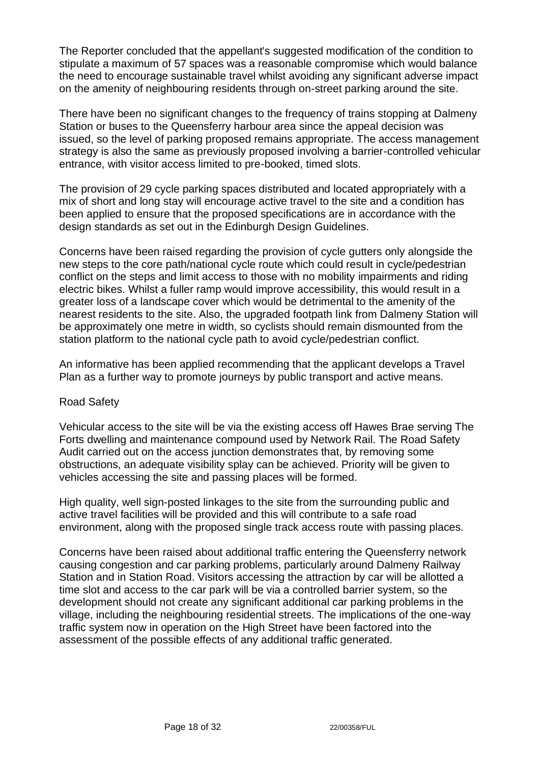The Reporter concluded that the appellant's suggested modification of the condition to stipulate a maximum of 57 spaces was a reasonable compromise which would balance the need to encourage sustainable travel whilst avoiding any significant adverse impact on the amenity of neighbouring residents through on-street parking around the site.

There have been no significant changes to the frequency of trains stopping at Dalmeny Station or buses to the Queensferry harbour area since the appeal decision was issued, so the level of parking proposed remains appropriate. The access management strategy is also the same as previously proposed involving a barrier-controlled vehicular entrance, with visitor access limited to pre-booked, timed slots.

The provision of 29 cycle parking spaces distributed and located appropriately with a mix of short and long stay will encourage active travel to the site and a condition has been applied to ensure that the proposed specifications are in accordance with the design standards as set out in the Edinburgh Design Guidelines.

Concerns have been raised regarding the provision of cycle gutters only alongside the new steps to the core path/national cycle route which could result in cycle/pedestrian conflict on the steps and limit access to those with no mobility impairments and riding electric bikes. Whilst a fuller ramp would improve accessibility, this would result in a greater loss of a landscape cover which would be detrimental to the amenity of the nearest residents to the site. Also, the upgraded footpath link from Dalmeny Station will be approximately one metre in width, so cyclists should remain dismounted from the station platform to the national cycle path to avoid cycle/pedestrian conflict.

An informative has been applied recommending that the applicant develops a Travel Plan as a further way to promote journeys by public transport and active means.

Road Safety

Vehicular access to the site will be via the existing access off Hawes Brae serving The Forts dwelling and maintenance compound used by Network Rail. The Road Safety Audit carried out on the access junction demonstrates that, by removing some obstructions, an adequate visibility splay can be achieved. Priority will be given to vehicles accessing the site and passing places will be formed.

High quality, well sign-posted linkages to the site from the surrounding public and active travel facilities will be provided and this will contribute to a safe road environment, along with the proposed single track access route with passing places.

Concerns have been raised about additional traffic entering the Queensferry network causing congestion and car parking problems, particularly around Dalmeny Railway Station and in Station Road. Visitors accessing the attraction by car will be allotted a time slot and access to the car park will be via a controlled barrier system, so the development should not create any significant additional car parking problems in the village, including the neighbouring residential streets. The implications of the one-way traffic system now in operation on the High Street have been factored into the assessment of the possible effects of any additional traffic generated.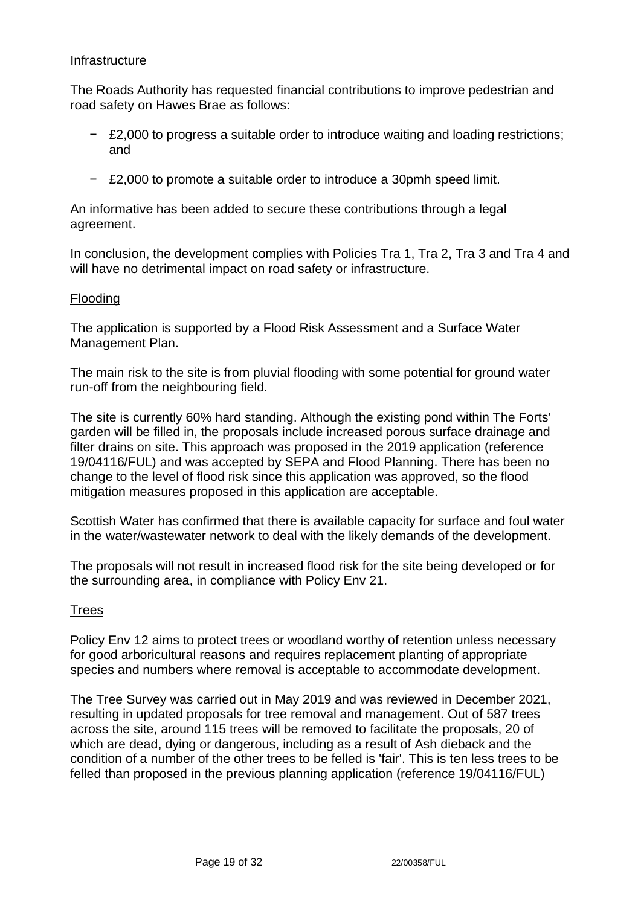Infrastructure

The Roads Authority has requested financial contributions to improve pedestrian and road safety on Hawes Brae as follows:

- £2,000 to progress a suitable order to introduce waiting and loading restrictions; and
- £2,000 to promote a suitable order to introduce a 30pmh speed limit.

An informative has been added to secure these contributions through a legal agreement.

In conclusion, the development complies with Policies Tra 1, Tra 2, Tra 3 and Tra 4 and will have no detrimental impact on road safety or infrastructure.

Flooding

The application is supported by a Flood Risk Assessment and a Surface Water Management Plan.

The main risk to the site is from pluvial flooding with some potential for ground water run-off from the neighbouring field.

The site is currently 60% hard standing. Although the existing pond within The Forts' garden will be filled in, the proposals include increased porous surface drainage and filter drains on site. This approach was proposed in the 2019 application (reference 19/04116/FUL) and was accepted by SEPA and Flood Planning. There has been no change to the level of flood risk since this application was approved, so the flood mitigation measures proposed in this application are acceptable.

Scottish Water has confirmed that there is available capacity for surface and foul water in the water/wastewater network to deal with the likely demands of the development.

The proposals will not result in increased flood risk for the site being developed or for the surrounding area, in compliance with Policy Env 21.

Trees

Policy Env 12 aims to protect trees or woodland worthy of retention unless necessary for good arboricultural reasons and requires replacement planting of appropriate species and numbers where removal is acceptable to accommodate development.

The Tree Survey was carried out in May 2019 and was reviewed in December 2021, resulting in updated proposals for tree removal and management. Out of 587 trees across the site, around 115 trees will be removed to facilitate the proposals, 20 of which are dead, dying or dangerous, including as a result of Ash dieback and the condition of a number of the other trees to be felled is 'fair'. This is ten less trees to be felled than proposed in the previous planning application (reference 19/04116/FUL)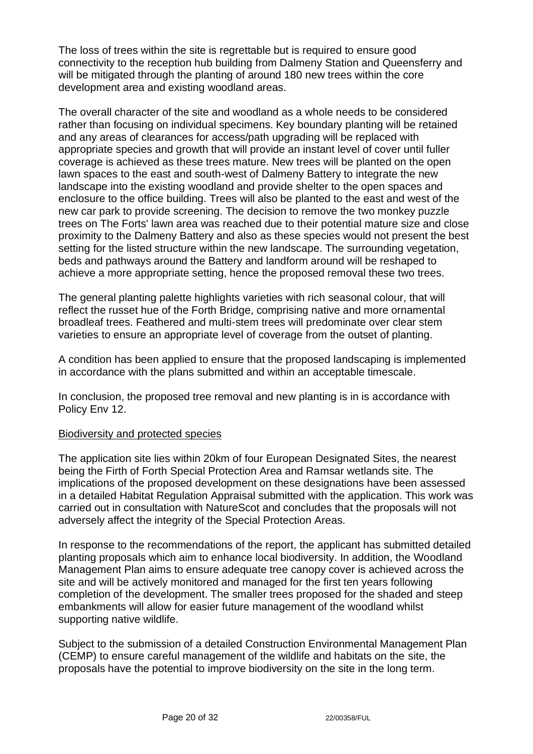The loss of trees within the site is regrettable but is required to ensure good connectivity to the reception hub building from Dalmeny Station and Queensferry and will be mitigated through the planting of around 180 new trees within the core development area and existing woodland areas.

The overall character of the site and woodland as a whole needs to be considered rather than focusing on individual specimens. Key boundary planting will be retained and any areas of clearances for access/path upgrading will be replaced with appropriate species and growth that will provide an instant level of cover until fuller coverage is achieved as these trees mature. New trees will be planted on the open lawn spaces to the east and south-west of Dalmeny Battery to integrate the new landscape into the existing woodland and provide shelter to the open spaces and enclosure to the office building. Trees will also be planted to the east and west of the new car park to provide screening. The decision to remove the two monkey puzzle trees on The Forts' lawn area was reached due to their potential mature size and close proximity to the Dalmeny Battery and also as these species would not present the best setting for the listed structure within the new landscape. The surrounding vegetation, beds and pathways around the Battery and landform around will be reshaped to achieve a more appropriate setting, hence the proposed removal these two trees.

The general planting palette highlights varieties with rich seasonal colour, that will reflect the russet hue of the Forth Bridge, comprising native and more ornamental broadleaf trees. Feathered and multi-stem trees will predominate over clear stem varieties to ensure an appropriate level of coverage from the outset of planting.

A condition has been applied to ensure that the proposed landscaping is implemented in accordance with the plans submitted and within an acceptable timescale.

In conclusion, the proposed tree removal and new planting is in is accordance with Policy Env 12.

Biodiversity and protected species

The application site lies within 20km of four European Designated Sites, the nearest being the Firth of Forth Special Protection Area and Ramsar wetlands site. The implications of the proposed development on these designations have been assessed in a detailed Habitat Regulation Appraisal submitted with the application. This work was carried out in consultation with NatureScot and concludes that the proposals will not adversely affect the integrity of the Special Protection Areas.

In response to the recommendations of the report, the applicant has submitted detailed planting proposals which aim to enhance local biodiversity. In addition, the Woodland Management Plan aims to ensure adequate tree canopy cover is achieved across the site and will be actively monitored and managed for the first ten years following completion of the development. The smaller trees proposed for the shaded and steep embankments will allow for easier future management of the woodland whilst supporting native wildlife.

Subject to the submission of a detailed Construction Environmental Management Plan (CEMP) to ensure careful management of the wildlife and habitats on the site, the proposals have the potential to improve biodiversity on the site in the long term.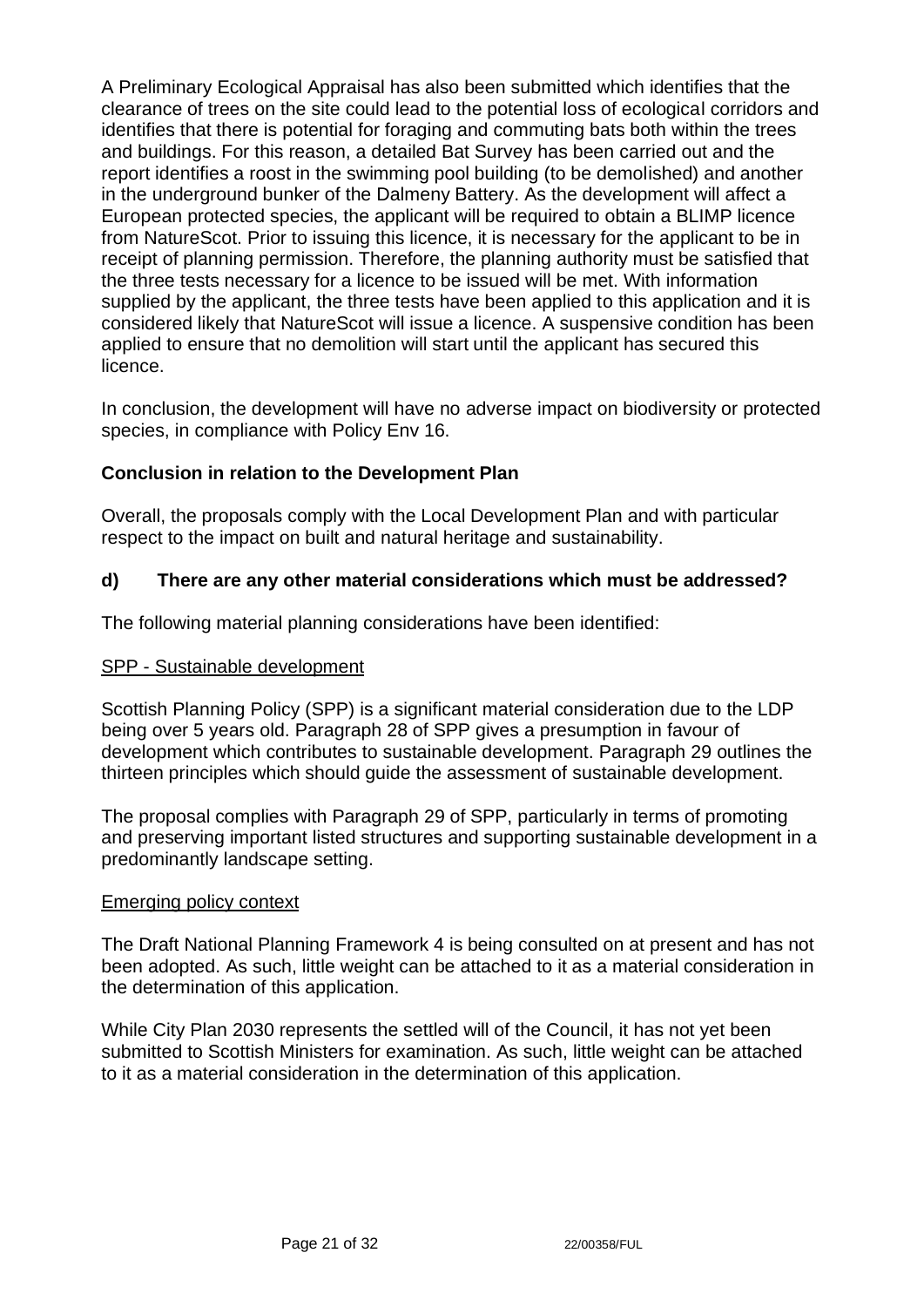A Preliminary Ecological Appraisal has also been submitted which identifies that the clearance of trees on the site could lead to the potential loss of ecological corridors and identifies that there is potential for foraging and commuting bats both within the trees and buildings. For this reason, a detailed Bat Survey has been carried out and the report identifies a roost in the swimming pool building (to be demolished) and another in the underground bunker of the Dalmeny Battery. As the development will affect a European protected species, the applicant will be required to obtain a BLIMP licence from NatureScot. Prior to issuing this licence, it is necessary for the applicant to be in receipt of planning permission. Therefore, the planning authority must be satisfied that the three tests necessary for a licence to be issued will be met. With information supplied by the applicant, the three tests have been applied to this application and it is considered likely that NatureScot will issue a licence. A suspensive condition has been applied to ensure that no demolition will start until the applicant has secured this licence.

In conclusion, the development will have no adverse impact on biodiversity or protected species, in compliance with Policy Env 16.

**Conclusion in relation to the Development Plan**

Overall, the proposals comply with the Local Development Plan and with particular respect to the impact on built and natural heritage and sustainability.

### d) There are any other material considerations which must be addressed?

The following material planning considerations have been identified:

SPP - Sustainable development

Scottish Planning Policy (SPP) is a significant material consideration due to the LDP being over 5 years old. Paragraph 28 of SPP gives a presumption in favour of development which contributes to sustainable development. Paragraph 29 outlines the thirteen principles which should guide the assessment of sustainable development.

The proposal complies with Paragraph 29 of SPP, particularly in terms of promoting and preserving important listed structures and supporting sustainable development in a predominantly landscape setting.

Emerging policy context

The Draft National Planning Framework 4 is being consulted on at present and has not been adopted. As such, little weight can be attached to it as a material consideration in the determination of this application.

While City Plan 2030 represents the settled will of the Council, it has not yet been submitted to Scottish Ministers for examination. As such, little weight can be attached to it as a material consideration in the determination of this application.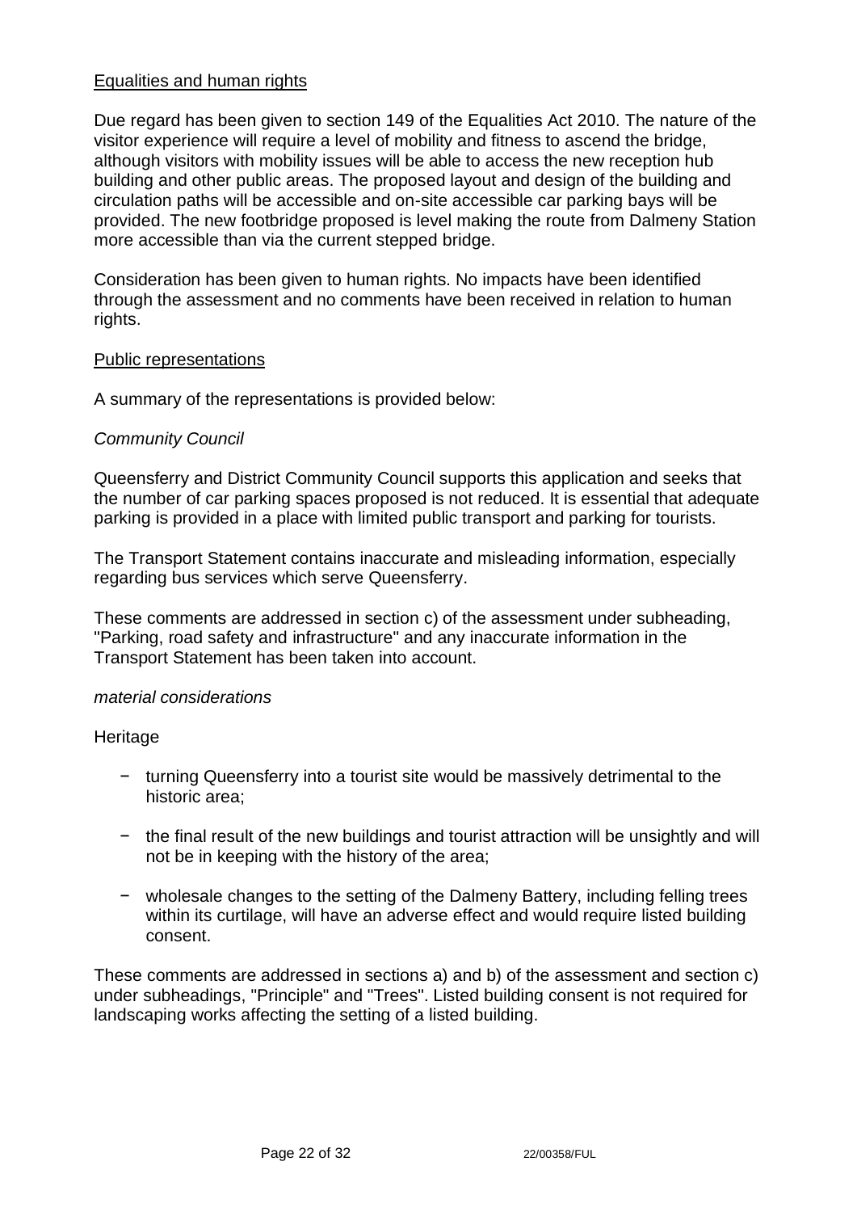<u>Equalities and human rights</u>

Due regard has been given to section 149 of the Equalities Act 2010. The nature of the visitor experience will require a level of mobility and fitness to ascend the bridge, although visitors with mobility issues will be able to access the new reception hub building and other public areas. The proposed layout and design of the building and circulation paths will be accessible and on-site accessible car parking bays will be provided. The new footbridge proposed is level making the route from Dalmeny Station more accessible than via the current stepped bridge.

Consideration has been given to human rights. No impacts have been identified through the assessment and no comments have been received in relation to human rights.

<u>Public representations</u>

A summary of the representations is provided below:

*Community Council*

Queensferry and District Community Council supports this application and seeks that the number of car parking spaces proposed is not reduced. It is essential that adequate parking is provided in a place with limited public transport and parking for tourists.

The Transport Statement contains inaccurate and misleading information, especially regarding bus services which serve Queensferry.

These comments are addressed in section c) of the assessment under subheading, "Parking, road safety and infrastructure" and any inaccurate information in the Transport Statement has been taken into account.

*material considerations*

Heritage

- turning Queensferry into a tourist site would be massively detrimental to the historic area;
- the final result of the new buildings and tourist attraction will be unsightly and will not be in keeping with the history of the area;
- wholesale changes to the setting of the Dalmeny Battery, including felling trees within its curtilage, will have an adverse effect and would require listed building consent.

These comments are addressed in sections a) and b) of the assessment and section c) under subheadings, "Principle" and "Trees". Listed building consent is not required for landscaping works affecting the setting of a listed building.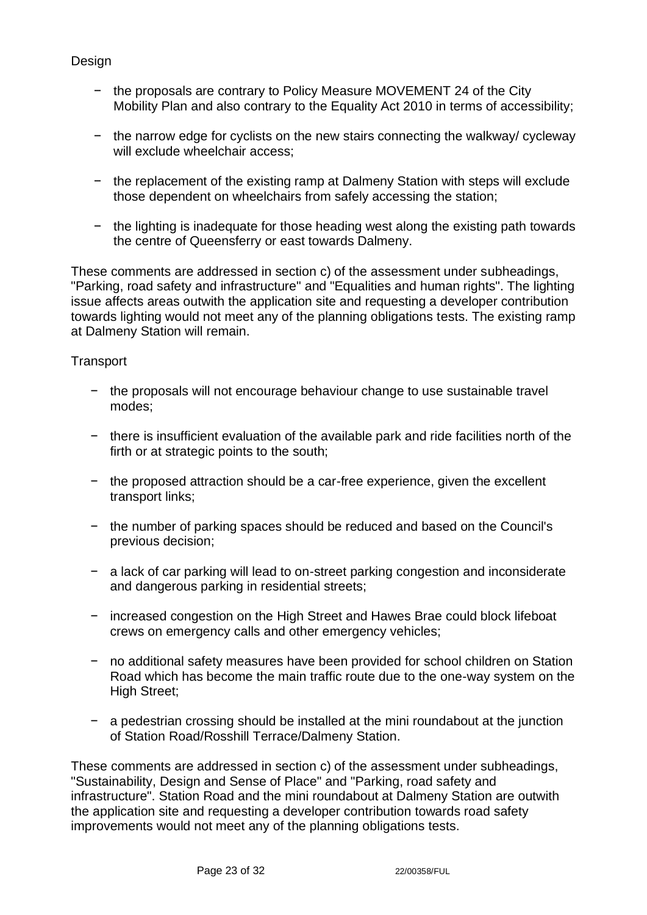Design

- the proposals are contrary to Policy Measure MOVEMENT 24 of the City Mobility Plan and also contrary to the Equality Act 2010 in terms of accessibility;
- the narrow edge for cyclists on the new stairs connecting the walkway/ cycleway will exclude wheelchair access;
- the replacement of the existing ramp at Dalmeny Station with steps will exclude those dependent on wheelchairs from safely accessing the station;
- the lighting is inadequate for those heading west along the existing path towards the centre of Queensferry or east towards Dalmeny.

These comments are addressed in section c) of the assessment under subheadings, "Parking, road safety and infrastructure" and "Equalities and human rights". The lighting issue affects areas outwith the application site and requesting a developer contribution towards lighting would not meet any of the planning obligations tests. The existing ramp at Dalmeny Station will remain.

Transport

- the proposals will not encourage behaviour change to use sustainable travel modes;
- there is insufficient evaluation of the available park and ride facilities north of the firth or at strategic points to the south;
- the proposed attraction should be a car-free experience, given the excellent transport links;
- the number of parking spaces should be reduced and based on the Council's previous decision;
- a lack of car parking will lead to on-street parking congestion and inconsiderate and dangerous parking in residential streets;
- increased congestion on the High Street and Hawes Brae could block lifeboat crews on emergency calls and other emergency vehicles;
- no additional safety measures have been provided for school children on Station Road which has become the main traffic route due to the one-way system on the High Street;
- a pedestrian crossing should be installed at the mini roundabout at the junction of Station Road/Rosshill Terrace/Dalmeny Station.

These comments are addressed in section c) of the assessment under subheadings, "Sustainability, Design and Sense of Place" and "Parking, road safety and infrastructure". Station Road and the mini roundabout at Dalmeny Station are outwith the application site and requesting a developer contribution towards road safety improvements would not meet any of the planning obligations tests.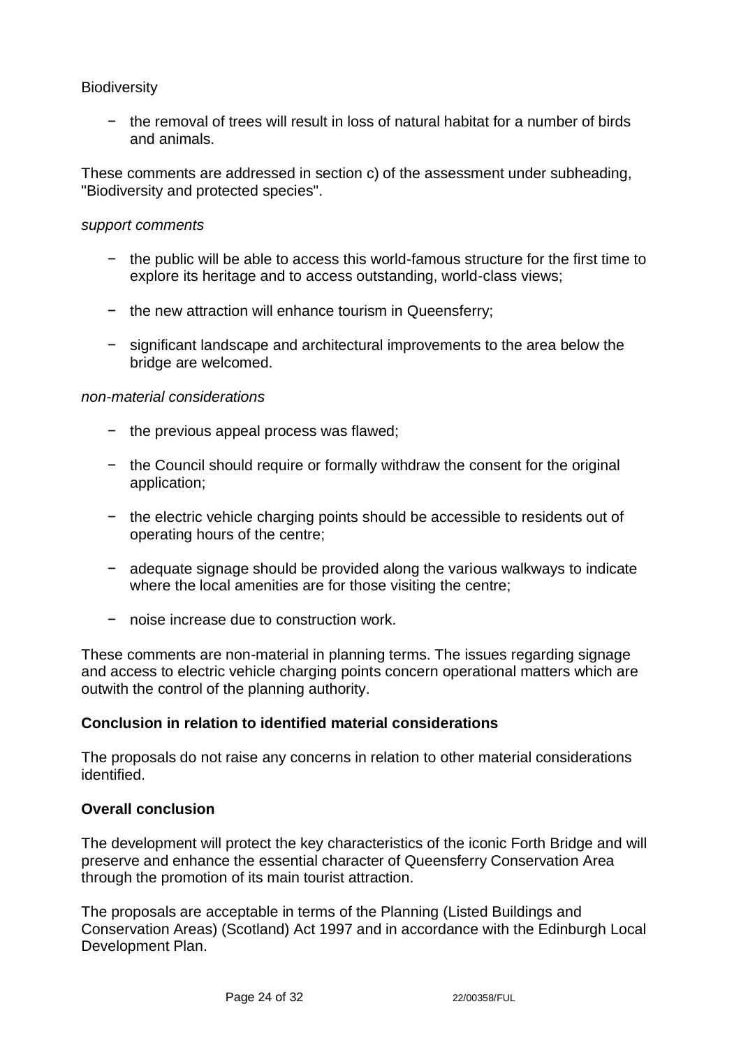Biodiversity

- the removal of trees will result in loss of natural habitat for a number of birds and animals.

These comments are addressed in section c) of the assessment under subheading, "Biodiversity and protected species".

*support comments*

- the public will be able to access this world-famous structure for the first time to explore its heritage and to access outstanding, world-class views;
- the new attraction will enhance tourism in Queensferry;
- significant landscape and architectural improvements to the area below the bridge are welcomed.

*non-material considerations*

- the previous appeal process was flawed;
- the Council should require or formally withdraw the consent for the original application;
- the electric vehicle charging points should be accessible to residents out of operating hours of the centre;
- adequate signage should be provided along the various walkways to indicate where the local amenities are for those visiting the centre;
- noise increase due to construction work.

These comments are non-material in planning terms. The issues regarding signage and access to electric vehicle charging points concern operational matters which are outwith the control of the planning authority.

**Conclusion in relation to identified material considerations**

The proposals do not raise any concerns in relation to other material considerations identified.

**Overall conclusion**

The development will protect the key characteristics of the iconic Forth Bridge and will preserve and enhance the essential character of Queensferry Conservation Area through the promotion of its main tourist attraction.

The proposals are acceptable in terms of the Planning (Listed Buildings and Conservation Areas) (Scotland) Act 1997 and in accordance with the Edinburgh Local Development Plan.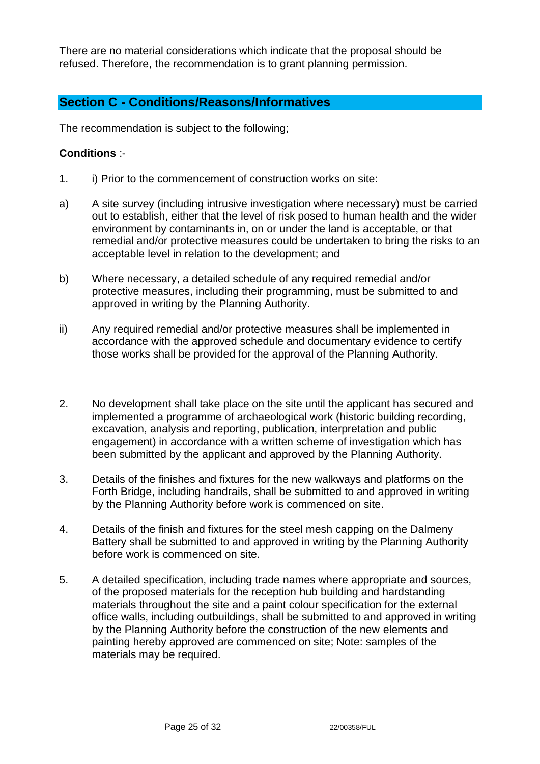There are no material considerations which indicate that the proposal should be refused. Therefore, the recommendation is to grant planning permission.

## Section C - Conditions/Reasons/Informatives

The recommendation is subject to the following;

**Conditions** :-

1. i) Prior to the commencement of construction works on site:

a) A site survey (including intrusive investigation where necessary) must be carried out to establish, either that the level of risk posed to human health and the wider environment by contaminants in, on or under the land is acceptable, or that remedial and/or protective measures could be undertaken to bring the risks to an acceptable level in relation to the development; and

b) Where necessary, a detailed schedule of any required remedial and/or protective measures, including their programming, must be submitted to and approved in writing by the Planning Authority.

ii) Any required remedial and/or protective measures shall be implemented in accordance with the approved schedule and documentary evidence to certify those works shall be provided for the approval of the Planning Authority.

2. No development shall take place on the site until the applicant has secured and implemented a programme of archaeological work (historic building recording, excavation, analysis and reporting, publication, interpretation and public engagement) in accordance with a written scheme of investigation which has been submitted by the applicant and approved by the Planning Authority.

3. Details of the finishes and fixtures for the new walkways and platforms on the Forth Bridge, including handrails, shall be submitted to and approved in writing by the Planning Authority before work is commenced on site.

4. Details of the finish and fixtures for the steel mesh capping on the Dalmeny Battery shall be submitted to and approved in writing by the Planning Authority before work is commenced on site.

5. A detailed specification, including trade names where appropriate and sources, of the proposed materials for the reception hub building and hardstanding materials throughout the site and a paint colour specification for the external office walls, including outbuildings, shall be submitted to and approved in writing by the Planning Authority before the construction of the new elements and painting hereby approved are commenced on site; Note: samples of the materials may be required.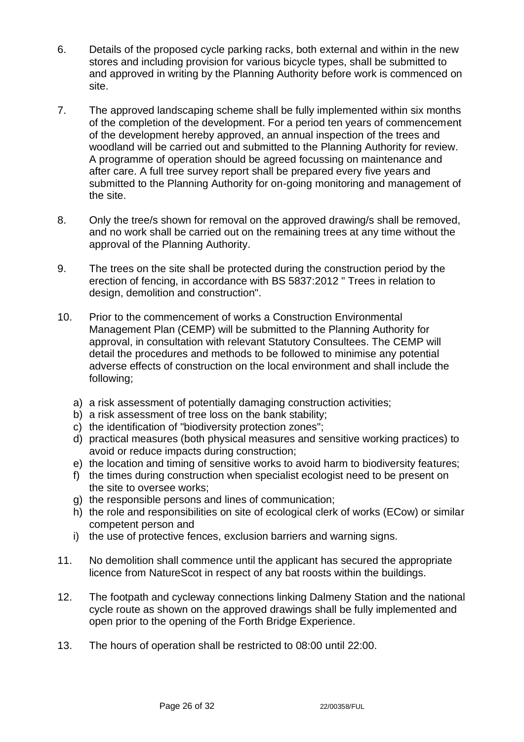6. Details of the proposed cycle parking racks, both external and within in the new stores and including provision for various bicycle types, shall be submitted to and approved in writing by the Planning Authority before work is commenced on site.

7. The approved landscaping scheme shall be fully implemented within six months of the completion of the development. For a period ten years of commencement of the development hereby approved, an annual inspection of the trees and woodland will be carried out and submitted to the Planning Authority for review. A programme of operation should be agreed focussing on maintenance and after care. A full tree survey report shall be prepared every five years and submitted to the Planning Authority for on-going monitoring and management of the site.

8. Only the tree/s shown for removal on the approved drawing/s shall be removed, and no work shall be carried out on the remaining trees at any time without the approval of the Planning Authority.

9. The trees on the site shall be protected during the construction period by the erection of fencing, in accordance with BS 5837:2012 " Trees in relation to design, demolition and construction".

10. Prior to the commencement of works a Construction Environmental Management Plan (CEMP) will be submitted to the Planning Authority for approval, in consultation with relevant Statutory Consultees. The CEMP will detail the procedures and methods to be followed to minimise any potential adverse effects of construction on the local environment and shall include the following;

    a) a risk assessment of potentially damaging construction activities;
    b) a risk assessment of tree loss on the bank stability;
    c) the identification of "biodiversity protection zones";
    d) practical measures (both physical measures and sensitive working practices) to avoid or reduce impacts during construction;
    e) the location and timing of sensitive works to avoid harm to biodiversity features;
    f) the times during construction when specialist ecologist need to be present on the site to oversee works;
    g) the responsible persons and lines of communication;
    h) the role and responsibilities on site of ecological clerk of works (ECow) or similar competent person and
    i) the use of protective fences, exclusion barriers and warning signs.

11. No demolition shall commence until the applicant has secured the appropriate licence from NatureScot in respect of any bat roosts within the buildings.

12. The footpath and cycleway connections linking Dalmeny Station and the national cycle route as shown on the approved drawings shall be fully implemented and open prior to the opening of the Forth Bridge Experience.

13. The hours of operation shall be restricted to 08:00 until 22:00.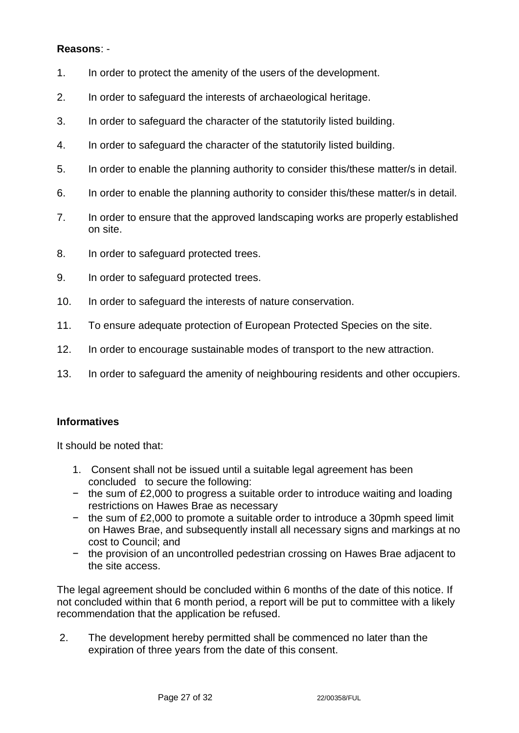**Reasons**: -

1. In order to protect the amenity of the users of the development.
2. In order to safeguard the interests of archaeological heritage.
3. In order to safeguard the character of the statutorily listed building.
4. In order to safeguard the character of the statutorily listed building.
5. In order to enable the planning authority to consider this/these matter/s in detail.
6. In order to enable the planning authority to consider this/these matter/s in detail.
7. In order to ensure that the approved landscaping works are properly established on site.
8. In order to safeguard protected trees.
9. In order to safeguard protected trees.
10. In order to safeguard the interests of nature conservation.
11. To ensure adequate protection of European Protected Species on the site.
12. In order to encourage sustainable modes of transport to the new attraction.
13. In order to safeguard the amenity of neighbouring residents and other occupiers.

**Informatives**

It should be noted that:

1. Consent shall not be issued until a suitable legal agreement has been concluded to secure the following:
   - the sum of £2,000 to progress a suitable order to introduce waiting and loading restrictions on Hawes Brae as necessary
   - the sum of £2,000 to promote a suitable order to introduce a 30pmh speed limit on Hawes Brae, and subsequently install all necessary signs and markings at no cost to Council; and
   - the provision of an uncontrolled pedestrian crossing on Hawes Brae adjacent to the site access.

The legal agreement should be concluded within 6 months of the date of this notice. If not concluded within that 6 month period, a report will be put to committee with a likely recommendation that the application be refused.

2. The development hereby permitted shall be commenced no later than the expiration of three years from the date of this consent.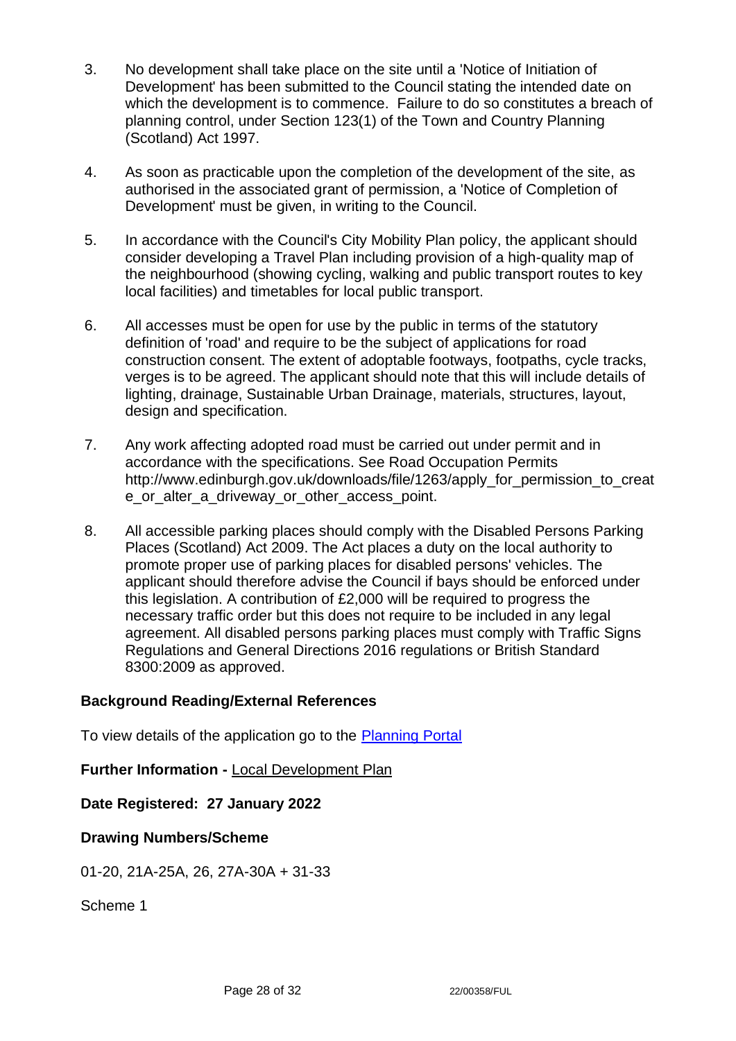3. No development shall take place on the site until a 'Notice of Initiation of Development' has been submitted to the Council stating the intended date on which the development is to commence. Failure to do so constitutes a breach of planning control, under Section 123(1) of the Town and Country Planning (Scotland) Act 1997.

4. As soon as practicable upon the completion of the development of the site, as authorised in the associated grant of permission, a 'Notice of Completion of Development' must be given, in writing to the Council.

5. In accordance with the Council's City Mobility Plan policy, the applicant should consider developing a Travel Plan including provision of a high-quality map of the neighbourhood (showing cycling, walking and public transport routes to key local facilities) and timetables for local public transport.

6. All accesses must be open for use by the public in terms of the statutory definition of 'road' and require to be the subject of applications for road construction consent. The extent of adoptable footways, footpaths, cycle tracks, verges is to be agreed. The applicant should note that this will include details of lighting, drainage, Sustainable Urban Drainage, materials, structures, layout, design and specification.

7. Any work affecting adopted road must be carried out under permit and in accordance with the specifications. See Road Occupation Permits http://www.edinburgh.gov.uk/downloads/file/1263/apply_for_permission_to_create_or_alter_a_driveway_or_other_access_point.

8. All accessible parking places should comply with the Disabled Persons Parking Places (Scotland) Act 2009. The Act places a duty on the local authority to promote proper use of parking places for disabled persons' vehicles. The applicant should therefore advise the Council if bays should be enforced under this legislation. A contribution of £2,000 will be required to progress the necessary traffic order but this does not require to be included in any legal agreement. All disabled persons parking places must comply with Traffic Signs Regulations and General Directions 2016 regulations or British Standard 8300:2009 as approved.

**Background Reading/External References**

To view details of the application go to the Planning Portal

**Further Information -** Local Development Plan

**Date Registered: 27 January 2022**

**Drawing Numbers/Scheme**

01-20, 21A-25A, 26, 27A-30A + 31-33

Scheme 1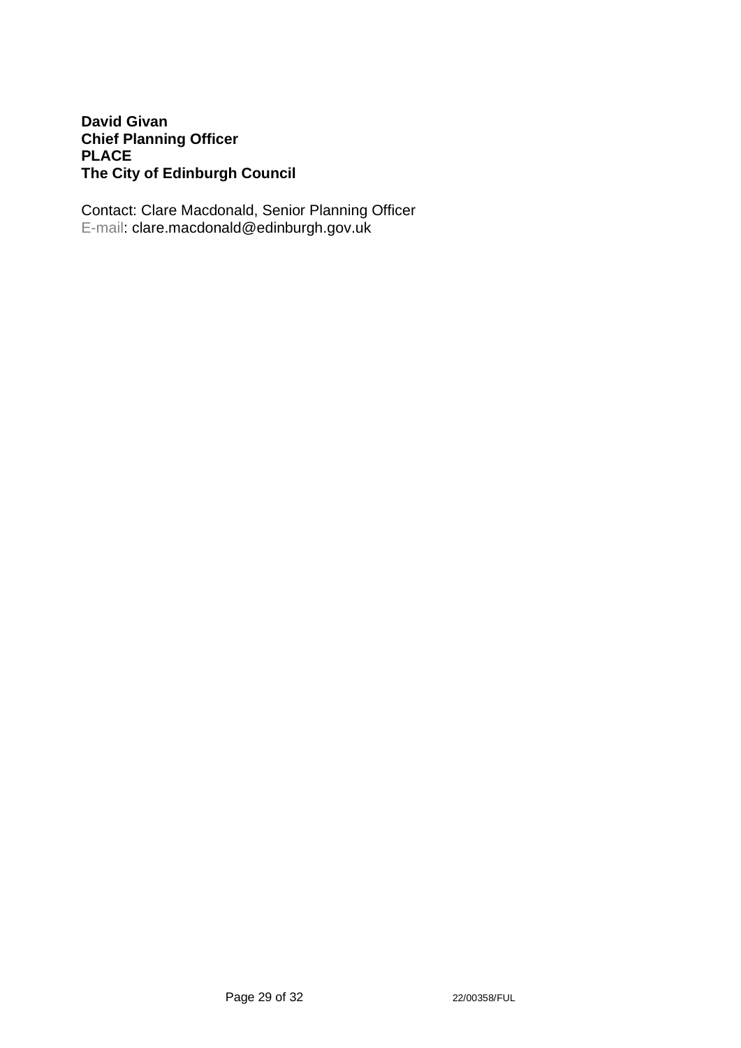**David Givan**
**Chief Planning Officer**
**PLACE**
**The City of Edinburgh Council**

Contact: Clare Macdonald, Senior Planning Officer
E-mail: clare.macdonald@edinburgh.gov.uk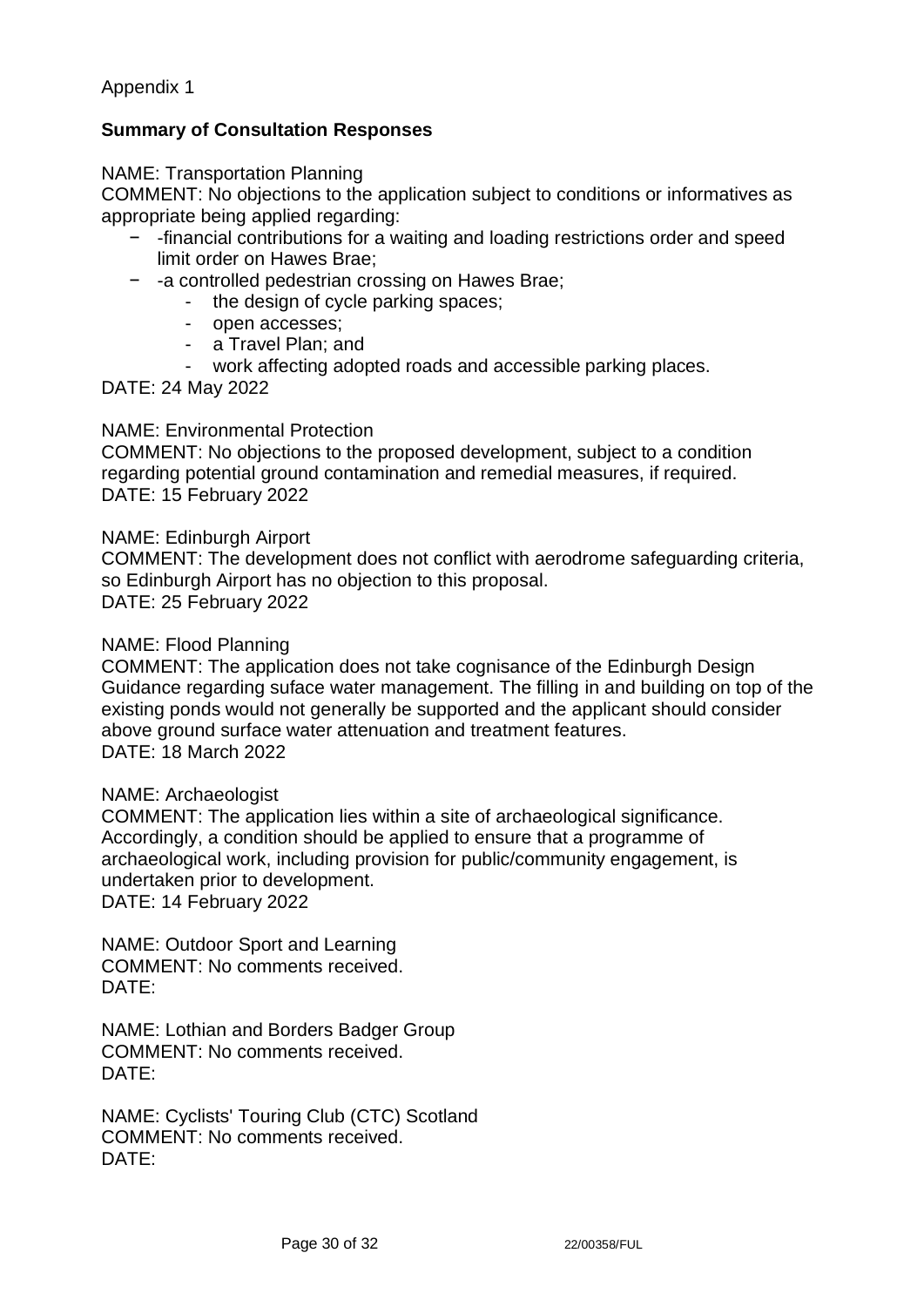Appendix 1

**Summary of Consultation Responses**

NAME: Transportation Planning
COMMENT: No objections to the application subject to conditions or informatives as appropriate being applied regarding:

- -financial contributions for a waiting and loading restrictions order and speed limit order on Hawes Brae;
- -a controlled pedestrian crossing on Hawes Brae;
    - the design of cycle parking spaces;
    - open accesses;
    - a Travel Plan; and
    - work affecting adopted roads and accessible parking places.

DATE: 24 May 2022

NAME: Environmental Protection
COMMENT: No objections to the proposed development, subject to a condition regarding potential ground contamination and remedial measures, if required.
DATE: 15 February 2022

NAME: Edinburgh Airport
COMMENT: The development does not conflict with aerodrome safeguarding criteria, so Edinburgh Airport has no objection to this proposal.
DATE: 25 February 2022

NAME: Flood Planning
COMMENT: The application does not take cognisance of the Edinburgh Design Guidance regarding suface water management. The filling in and building on top of the existing ponds would not generally be supported and the applicant should consider above ground surface water attenuation and treatment features.
DATE: 18 March 2022

NAME: Archaeologist
COMMENT: The application lies within a site of archaeological significance. Accordingly, a condition should be applied to ensure that a programme of archaeological work, including provision for public/community engagement, is undertaken prior to development.
DATE: 14 February 2022

NAME: Outdoor Sport and Learning
COMMENT: No comments received.
DATE:

NAME: Lothian and Borders Badger Group
COMMENT: No comments received.
DATE:

NAME: Cyclists' Touring Club (CTC) Scotland
COMMENT: No comments received.
DATE: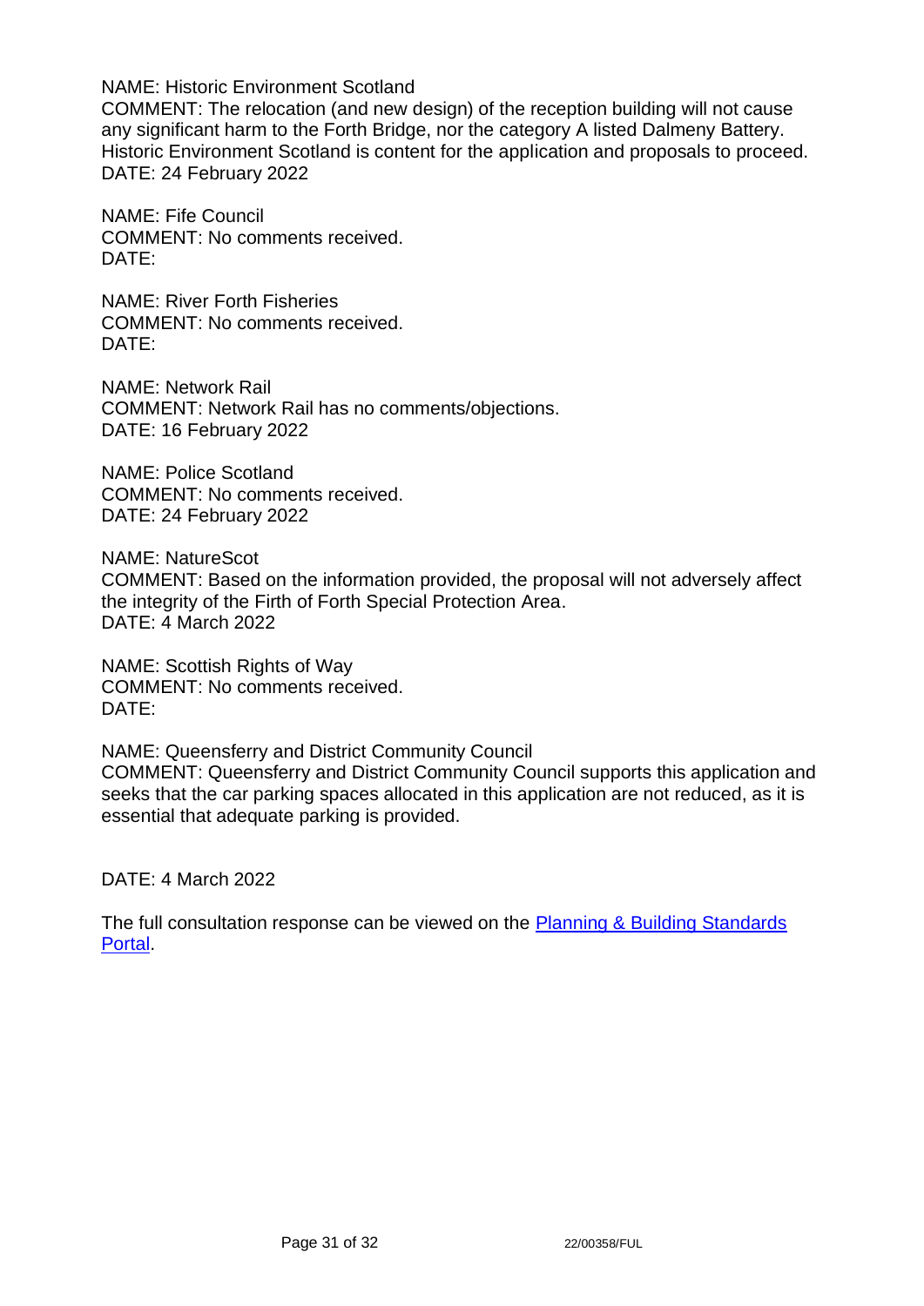NAME: Historic Environment Scotland
COMMENT: The relocation (and new design) of the reception building will not cause any significant harm to the Forth Bridge, nor the category A listed Dalmeny Battery. Historic Environment Scotland is content for the application and proposals to proceed.
DATE: 24 February 2022

NAME: Fife Council
COMMENT: No comments received.
DATE:

NAME: River Forth Fisheries
COMMENT: No comments received.
DATE:

NAME: Network Rail
COMMENT: Network Rail has no comments/objections.
DATE: 16 February 2022

NAME: Police Scotland
COMMENT: No comments received.
DATE: 24 February 2022

NAME: NatureScot
COMMENT: Based on the information provided, the proposal will not adversely affect the integrity of the Firth of Forth Special Protection Area.
DATE: 4 March 2022

NAME: Scottish Rights of Way
COMMENT: No comments received.
DATE:

NAME: Queensferry and District Community Council
COMMENT: Queensferry and District Community Council supports this application and seeks that the car parking spaces allocated in this application are not reduced, as it is essential that adequate parking is provided.

DATE: 4 March 2022

The full consultation response can be viewed on the [Planning & Building Standards Portal](#).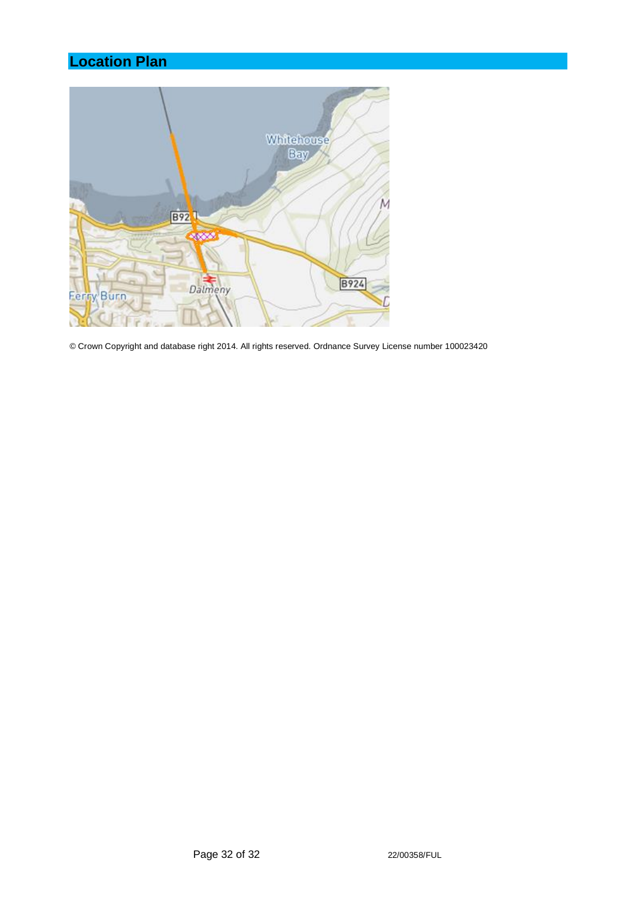## Location Plan

© Crown Copyright and database right 2014. All rights reserved. Ordnance Survey License number 100023420